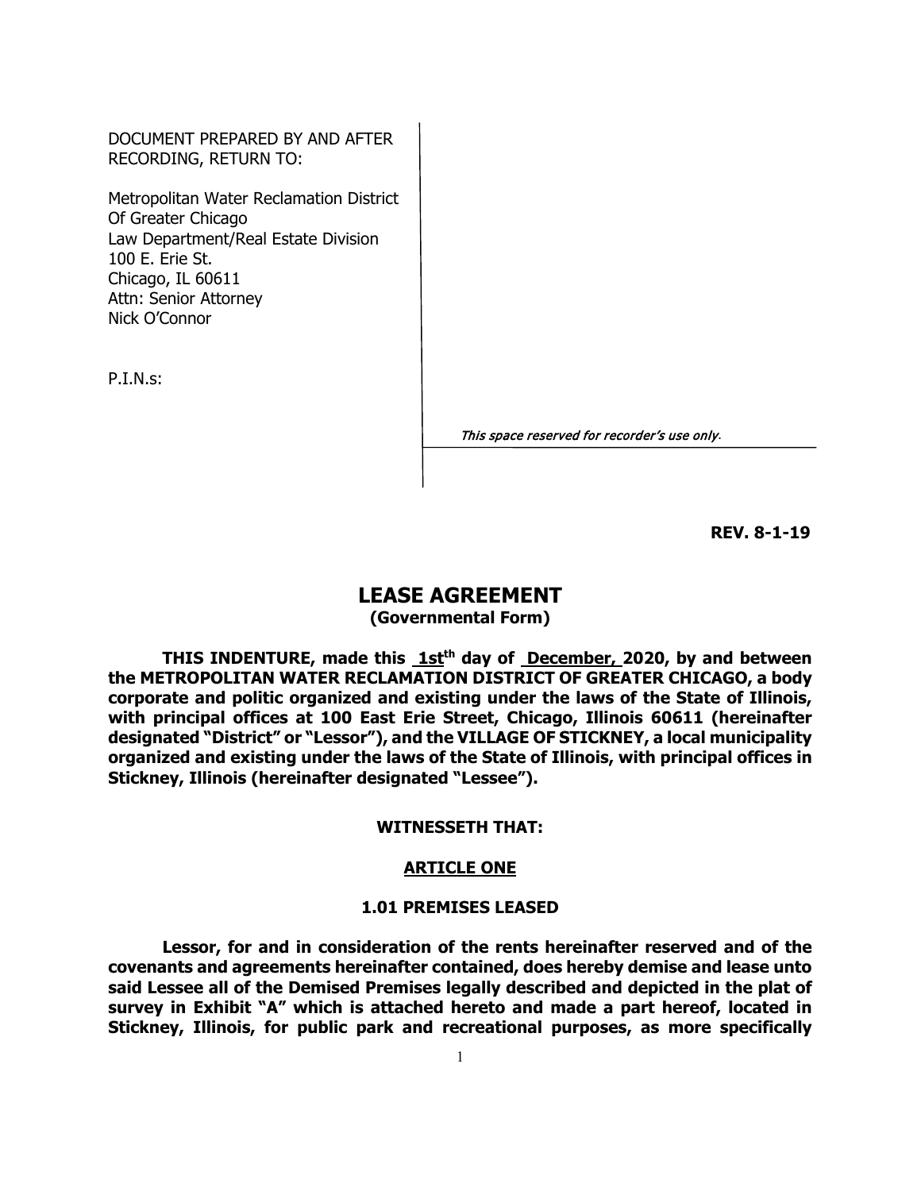DOCUMENT PREPARED BY AND AFTER RECORDING, RETURN TO:

Metropolitan Water Reclamation District Of Greater Chicago
Law Department/Real Estate Division
100 E. Erie St.
Chicago, IL 60611
Attn: Senior Attorney
Nick O'Connor

P.I.N.s:

*This space reserved for recorder's use only.*

**REV. 8-1-19**

# LEASE AGREEMENT
**(Governmental Form)**

**THIS INDENTURE, made this 1st[th] day of December, 2020, by and between the METROPOLITAN WATER RECLAMATION DISTRICT OF GREATER CHICAGO, a body corporate and politic organized and existing under the laws of the State of Illinois, with principal offices at 100 East Erie Street, Chicago, Illinois 60611 (hereinafter designated "District" or "Lessor"), and the VILLAGE OF STICKNEY, a local municipality organized and existing under the laws of the State of Illinois, with principal offices in Stickney, Illinois (hereinafter designated "Lessee").**

**WITNESSETH THAT:**

## ARTICLE ONE

### 1.01 PREMISES LEASED

**Lessor, for and in consideration of the rents hereinafter reserved and of the covenants and agreements hereinafter contained, does hereby demise and lease unto said Lessee all of the Demised Premises legally described and depicted in the plat of survey in Exhibit "A" which is attached hereto and made a part hereof, located in Stickney, Illinois, for public park and recreational purposes, as more specifically**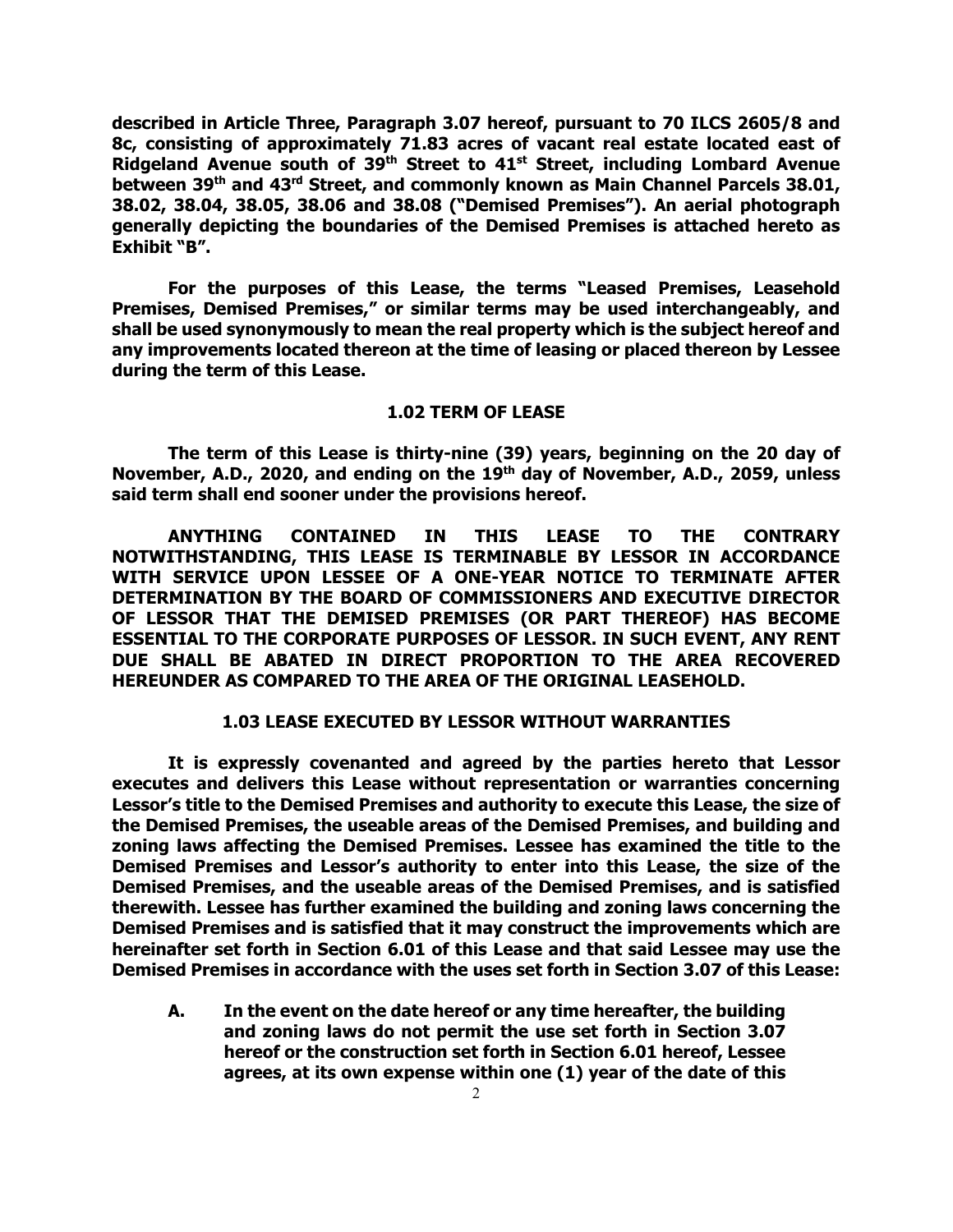**described in Article Three, Paragraph 3.07 hereof, pursuant to 70 ILCS 2605/8 and 8c, consisting of approximately 71.83 acres of vacant real estate located east of Ridgeland Avenue south of 39th Street to 41st Street, including Lombard Avenue between 39th and 43rd Street, and commonly known as Main Channel Parcels 38.01, 38.02, 38.04, 38.05, 38.06 and 38.08 ("Demised Premises"). An aerial photograph generally depicting the boundaries of the Demised Premises is attached hereto as Exhibit "B".**

**For the purposes of this Lease, the terms "Leased Premises, Leasehold Premises, Demised Premises," or similar terms may be used interchangeably, and shall be used synonymously to mean the real property which is the subject hereof and any improvements located thereon at the time of leasing or placed thereon by Lessee during the term of this Lease.**

### 1.02 TERM OF LEASE

**The term of this Lease is thirty-nine (39) years, beginning on the 20 day of November, A.D., 2020, and ending on the 19th day of November, A.D., 2059, unless said term shall end sooner under the provisions hereof.**

**ANYTHING CONTAINED IN THIS LEASE TO THE CONTRARY NOTWITHSTANDING, THIS LEASE IS TERMINABLE BY LESSOR IN ACCORDANCE WITH SERVICE UPON LESSEE OF A ONE-YEAR NOTICE TO TERMINATE AFTER DETERMINATION BY THE BOARD OF COMMISSIONERS AND EXECUTIVE DIRECTOR OF LESSOR THAT THE DEMISED PREMISES (OR PART THEREOF) HAS BECOME ESSENTIAL TO THE CORPORATE PURPOSES OF LESSOR. IN SUCH EVENT, ANY RENT DUE SHALL BE ABATED IN DIRECT PROPORTION TO THE AREA RECOVERED HEREUNDER AS COMPARED TO THE AREA OF THE ORIGINAL LEASEHOLD.**

### 1.03 LEASE EXECUTED BY LESSOR WITHOUT WARRANTIES

**It is expressly covenanted and agreed by the parties hereto that Lessor executes and delivers this Lease without representation or warranties concerning Lessor's title to the Demised Premises and authority to execute this Lease, the size of the Demised Premises, the useable areas of the Demised Premises, and building and zoning laws affecting the Demised Premises. Lessee has examined the title to the Demised Premises and Lessor's authority to enter into this Lease, the size of the Demised Premises, and the useable areas of the Demised Premises, and is satisfied therewith. Lessee has further examined the building and zoning laws concerning the Demised Premises and is satisfied that it may construct the improvements which are hereinafter set forth in Section 6.01 of this Lease and that said Lessee may use the Demised Premises in accordance with the uses set forth in Section 3.07 of this Lease:**

**A. In the event on the date hereof or any time hereafter, the building and zoning laws do not permit the use set forth in Section 3.07 hereof or the construction set forth in Section 6.01 hereof, Lessee agrees, at its own expense within one (1) year of the date of this**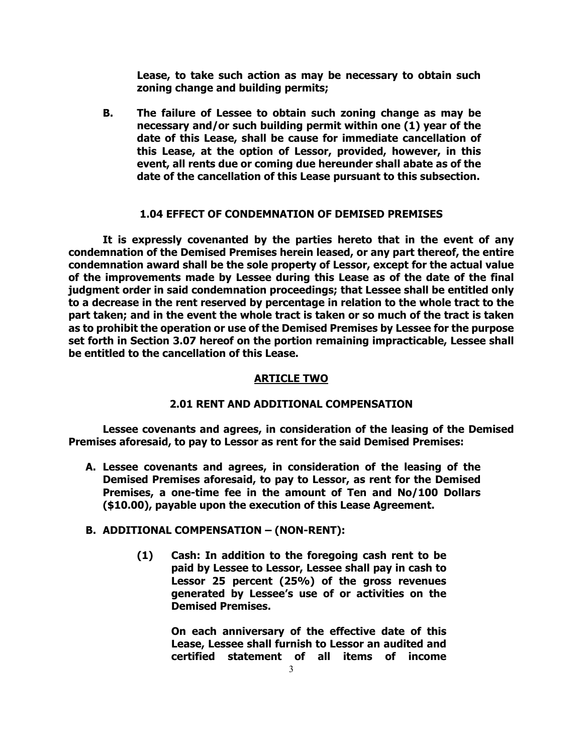**Lease, to take such action as may be necessary to obtain such zoning change and building permits;**

**B. The failure of Lessee to obtain such zoning change as may be necessary and/or such building permit within one (1) year of the date of this Lease, shall be cause for immediate cancellation of this Lease, at the option of Lessor, provided, however, in this event, all rents due or coming due hereunder shall abate as of the date of the cancellation of this Lease pursuant to this subsection.**

### 1.04 EFFECT OF CONDEMNATION OF DEMISED PREMISES

**It is expressly covenanted by the parties hereto that in the event of any condemnation of the Demised Premises herein leased, or any part thereof, the entire condemnation award shall be the sole property of Lessor, except for the actual value of the improvements made by Lessee during this Lease as of the date of the final judgment order in said condemnation proceedings; that Lessee shall be entitled only to a decrease in the rent reserved by percentage in relation to the whole tract to the part taken; and in the event the whole tract is taken or so much of the tract is taken as to prohibit the operation or use of the Demised Premises by Lessee for the purpose set forth in Section 3.07 hereof on the portion remaining impracticable, Lessee shall be entitled to the cancellation of this Lease.**

## ARTICLE TWO

### 2.01 RENT AND ADDITIONAL COMPENSATION

**Lessee covenants and agrees, in consideration of the leasing of the Demised Premises aforesaid, to pay to Lessor as rent for the said Demised Premises:**

**A. Lessee covenants and agrees, in consideration of the leasing of the Demised Premises aforesaid, to pay to Lessor, as rent for the Demised Premises, a one-time fee in the amount of Ten and No/100 Dollars ($10.00), payable upon the execution of this Lease Agreement.**

**B. ADDITIONAL COMPENSATION – (NON-RENT):**

**(1) Cash: In addition to the foregoing cash rent to be paid by Lessee to Lessor, Lessee shall pay in cash to Lessor 25 percent (25%) of the gross revenues generated by Lessee's use of or activities on the Demised Premises.**

**On each anniversary of the effective date of this Lease, Lessee shall furnish to Lessor an audited and certified statement of all items of income**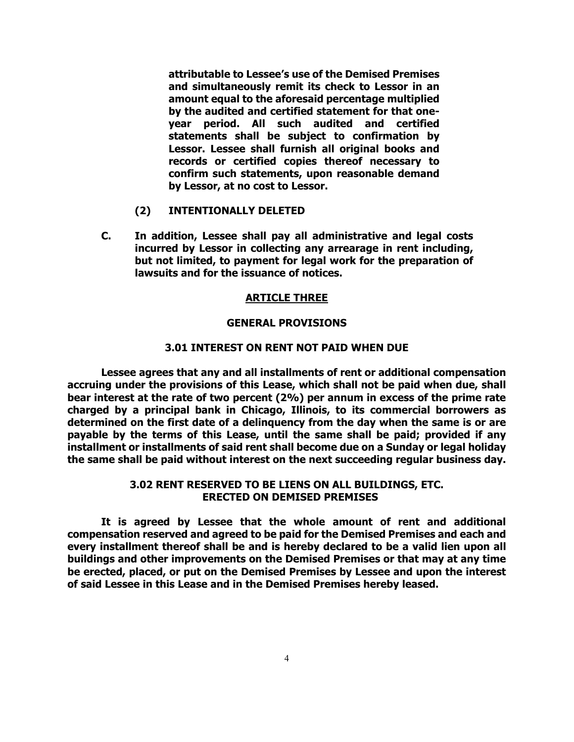**attributable to Lessee's use of the Demised Premises and simultaneously remit its check to Lessor in an amount equal to the aforesaid percentage multiplied by the audited and certified statement for that one-year period. All such audited and certified statements shall be subject to confirmation by Lessor. Lessee shall furnish all original books and records or certified copies thereof necessary to confirm such statements, upon reasonable demand by Lessor, at no cost to Lessor.**

**(2) INTENTIONALLY DELETED**

**C. In addition, Lessee shall pay all administrative and legal costs incurred by Lessor in collecting any arrearage in rent including, but not limited, to payment for legal work for the preparation of lawsuits and for the issuance of notices.**

## ARTICLE THREE

## GENERAL PROVISIONS

### 3.01 INTEREST ON RENT NOT PAID WHEN DUE

**Lessee agrees that any and all installments of rent or additional compensation accruing under the provisions of this Lease, which shall not be paid when due, shall bear interest at the rate of two percent (2%) per annum in excess of the prime rate charged by a principal bank in Chicago, Illinois, to its commercial borrowers as determined on the first date of a delinquency from the day when the same is or are payable by the terms of this Lease, until the same shall be paid; provided if any installment or installments of said rent shall become due on a Sunday or legal holiday the same shall be paid without interest on the next succeeding regular business day.**

### 3.02 RENT RESERVED TO BE LIENS ON ALL BUILDINGS, ETC. ERECTED ON DEMISED PREMISES

**It is agreed by Lessee that the whole amount of rent and additional compensation reserved and agreed to be paid for the Demised Premises and each and every installment thereof shall be and is hereby declared to be a valid lien upon all buildings and other improvements on the Demised Premises or that may at any time be erected, placed, or put on the Demised Premises by Lessee and upon the interest of said Lessee in this Lease and in the Demised Premises hereby leased.**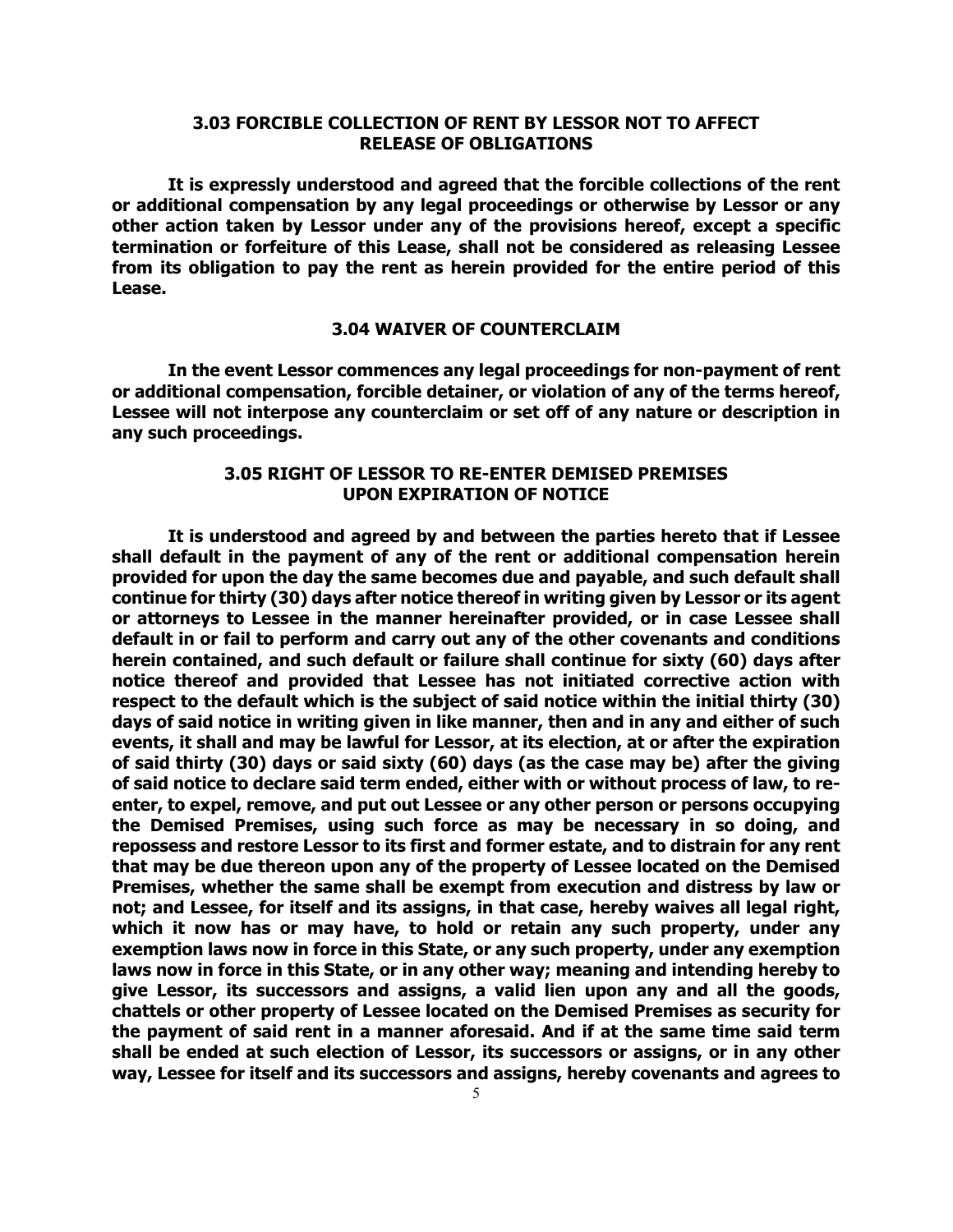### 3.03 FORCIBLE COLLECTION OF RENT BY LESSOR NOT TO AFFECT RELEASE OF OBLIGATIONS

**It is expressly understood and agreed that the forcible collections of the rent or additional compensation by any legal proceedings or otherwise by Lessor or any other action taken by Lessor under any of the provisions hereof, except a specific termination or forfeiture of this Lease, shall not be considered as releasing Lessee from its obligation to pay the rent as herein provided for the entire period of this Lease.**

### 3.04 WAIVER OF COUNTERCLAIM

**In the event Lessor commences any legal proceedings for non-payment of rent or additional compensation, forcible detainer, or violation of any of the terms hereof, Lessee will not interpose any counterclaim or set off of any nature or description in any such proceedings.**

### 3.05 RIGHT OF LESSOR TO RE-ENTER DEMISED PREMISES UPON EXPIRATION OF NOTICE

**It is understood and agreed by and between the parties hereto that if Lessee shall default in the payment of any of the rent or additional compensation herein provided for upon the day the same becomes due and payable, and such default shall continue for thirty (30) days after notice thereof in writing given by Lessor or its agent or attorneys to Lessee in the manner hereinafter provided, or in case Lessee shall default in or fail to perform and carry out any of the other covenants and conditions herein contained, and such default or failure shall continue for sixty (60) days after notice thereof and provided that Lessee has not initiated corrective action with respect to the default which is the subject of said notice within the initial thirty (30) days of said notice in writing given in like manner, then and in any and either of such events, it shall and may be lawful for Lessor, at its election, at or after the expiration of said thirty (30) days or said sixty (60) days (as the case may be) after the giving of said notice to declare said term ended, either with or without process of law, to re-enter, to expel, remove, and put out Lessee or any other person or persons occupying the Demised Premises, using such force as may be necessary in so doing, and repossess and restore Lessor to its first and former estate, and to distrain for any rent that may be due thereon upon any of the property of Lessee located on the Demised Premises, whether the same shall be exempt from execution and distress by law or not; and Lessee, for itself and its assigns, in that case, hereby waives all legal right, which it now has or may have, to hold or retain any such property, under any exemption laws now in force in this State, or any such property, under any exemption laws now in force in this State, or in any other way; meaning and intending hereby to give Lessor, its successors and assigns, a valid lien upon any and all the goods, chattels or other property of Lessee located on the Demised Premises as security for the payment of said rent in a manner aforesaid. And if at the same time said term shall be ended at such election of Lessor, its successors or assigns, or in any other way, Lessee for itself and its successors and assigns, hereby covenants and agrees to**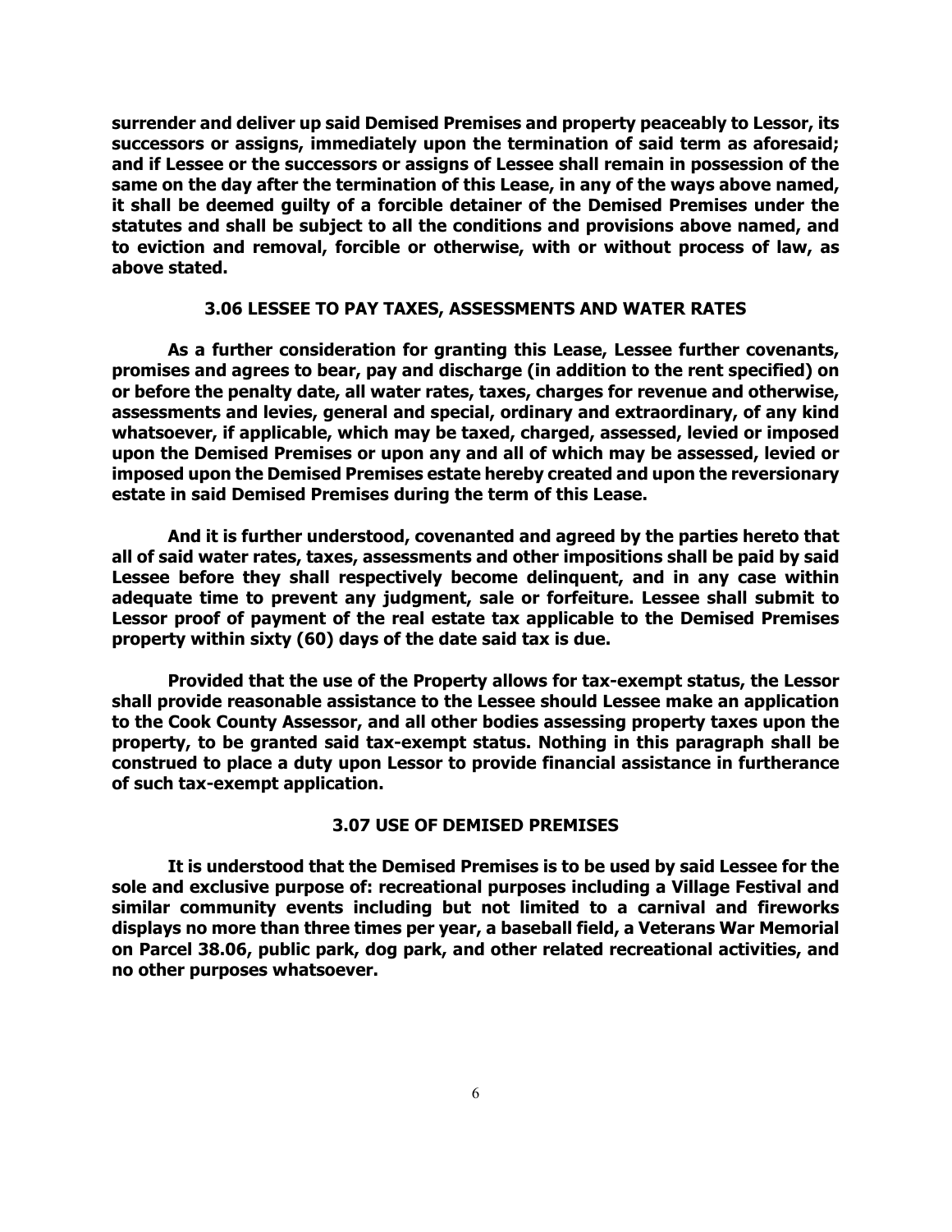**surrender and deliver up said Demised Premises and property peaceably to Lessor, its successors or assigns, immediately upon the termination of said term as aforesaid; and if Lessee or the successors or assigns of Lessee shall remain in possession of the same on the day after the termination of this Lease, in any of the ways above named, it shall be deemed guilty of a forcible detainer of the Demised Premises under the statutes and shall be subject to all the conditions and provisions above named, and to eviction and removal, forcible or otherwise, with or without process of law, as above stated.**

### 3.06 LESSEE TO PAY TAXES, ASSESSMENTS AND WATER RATES

**As a further consideration for granting this Lease, Lessee further covenants, promises and agrees to bear, pay and discharge (in addition to the rent specified) on or before the penalty date, all water rates, taxes, charges for revenue and otherwise, assessments and levies, general and special, ordinary and extraordinary, of any kind whatsoever, if applicable, which may be taxed, charged, assessed, levied or imposed upon the Demised Premises or upon any and all of which may be assessed, levied or imposed upon the Demised Premises estate hereby created and upon the reversionary estate in said Demised Premises during the term of this Lease.**

**And it is further understood, covenanted and agreed by the parties hereto that all of said water rates, taxes, assessments and other impositions shall be paid by said Lessee before they shall respectively become delinquent, and in any case within adequate time to prevent any judgment, sale or forfeiture. Lessee shall submit to Lessor proof of payment of the real estate tax applicable to the Demised Premises property within sixty (60) days of the date said tax is due.**

**Provided that the use of the Property allows for tax-exempt status, the Lessor shall provide reasonable assistance to the Lessee should Lessee make an application to the Cook County Assessor, and all other bodies assessing property taxes upon the property, to be granted said tax-exempt status. Nothing in this paragraph shall be construed to place a duty upon Lessor to provide financial assistance in furtherance of such tax-exempt application.**

### 3.07 USE OF DEMISED PREMISES

**It is understood that the Demised Premises is to be used by said Lessee for the sole and exclusive purpose of: recreational purposes including a Village Festival and similar community events including but not limited to a carnival and fireworks displays no more than three times per year, a baseball field, a Veterans War Memorial on Parcel 38.06, public park, dog park, and other related recreational activities, and no other purposes whatsoever.**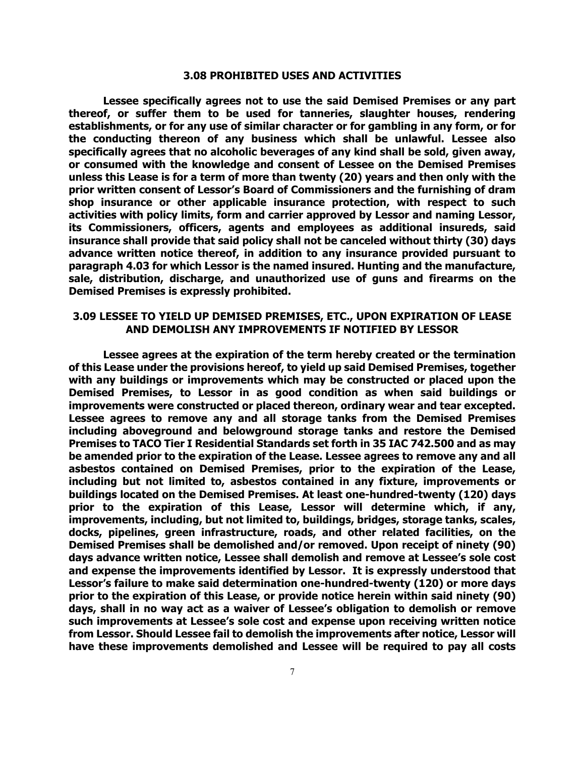### 3.08 PROHIBITED USES AND ACTIVITIES

**Lessee specifically agrees not to use the said Demised Premises or any part thereof, or suffer them to be used for tanneries, slaughter houses, rendering establishments, or for any use of similar character or for gambling in any form, or for the conducting thereon of any business which shall be unlawful. Lessee also specifically agrees that no alcoholic beverages of any kind shall be sold, given away, or consumed with the knowledge and consent of Lessee on the Demised Premises unless this Lease is for a term of more than twenty (20) years and then only with the prior written consent of Lessor's Board of Commissioners and the furnishing of dram shop insurance or other applicable insurance protection, with respect to such activities with policy limits, form and carrier approved by Lessor and naming Lessor, its Commissioners, officers, agents and employees as additional insureds, said insurance shall provide that said policy shall not be canceled without thirty (30) days advance written notice thereof, in addition to any insurance provided pursuant to paragraph 4.03 for which Lessor is the named insured. Hunting and the manufacture, sale, distribution, discharge, and unauthorized use of guns and firearms on the Demised Premises is expressly prohibited.**

### 3.09 LESSEE TO YIELD UP DEMISED PREMISES, ETC., UPON EXPIRATION OF LEASE AND DEMOLISH ANY IMPROVEMENTS IF NOTIFIED BY LESSOR

**Lessee agrees at the expiration of the term hereby created or the termination of this Lease under the provisions hereof, to yield up said Demised Premises, together with any buildings or improvements which may be constructed or placed upon the Demised Premises, to Lessor in as good condition as when said buildings or improvements were constructed or placed thereon, ordinary wear and tear excepted. Lessee agrees to remove any and all storage tanks from the Demised Premises including aboveground and belowground storage tanks and restore the Demised Premises to TACO Tier I Residential Standards set forth in 35 IAC 742.500 and as may be amended prior to the expiration of the Lease. Lessee agrees to remove any and all asbestos contained on Demised Premises, prior to the expiration of the Lease, including but not limited to, asbestos contained in any fixture, improvements or buildings located on the Demised Premises. At least one-hundred-twenty (120) days prior to the expiration of this Lease, Lessor will determine which, if any, improvements, including, but not limited to, buildings, bridges, storage tanks, scales, docks, pipelines, green infrastructure, roads, and other related facilities, on the Demised Premises shall be demolished and/or removed. Upon receipt of ninety (90) days advance written notice, Lessee shall demolish and remove at Lessee's sole cost and expense the improvements identified by Lessor. It is expressly understood that Lessor's failure to make said determination one-hundred-twenty (120) or more days prior to the expiration of this Lease, or provide notice herein within said ninety (90) days, shall in no way act as a waiver of Lessee's obligation to demolish or remove such improvements at Lessee's sole cost and expense upon receiving written notice from Lessor. Should Lessee fail to demolish the improvements after notice, Lessor will have these improvements demolished and Lessee will be required to pay all costs**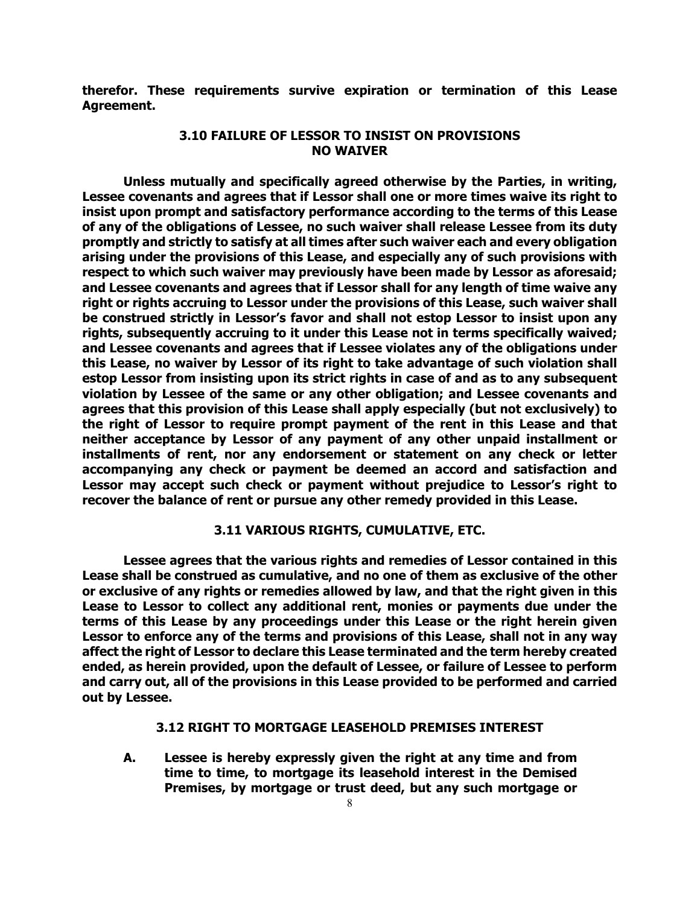**therefor. These requirements survive expiration or termination of this Lease Agreement.**

### 3.10 FAILURE OF LESSOR TO INSIST ON PROVISIONS NO WAIVER

**Unless mutually and specifically agreed otherwise by the Parties, in writing, Lessee covenants and agrees that if Lessor shall one or more times waive its right to insist upon prompt and satisfactory performance according to the terms of this Lease of any of the obligations of Lessee, no such waiver shall release Lessee from its duty promptly and strictly to satisfy at all times after such waiver each and every obligation arising under the provisions of this Lease, and especially any of such provisions with respect to which such waiver may previously have been made by Lessor as aforesaid; and Lessee covenants and agrees that if Lessor shall for any length of time waive any right or rights accruing to Lessor under the provisions of this Lease, such waiver shall be construed strictly in Lessor's favor and shall not estop Lessor to insist upon any rights, subsequently accruing to it under this Lease not in terms specifically waived; and Lessee covenants and agrees that if Lessee violates any of the obligations under this Lease, no waiver by Lessor of its right to take advantage of such violation shall estop Lessor from insisting upon its strict rights in case of and as to any subsequent violation by Lessee of the same or any other obligation; and Lessee covenants and agrees that this provision of this Lease shall apply especially (but not exclusively) to the right of Lessor to require prompt payment of the rent in this Lease and that neither acceptance by Lessor of any payment of any other unpaid installment or installments of rent, nor any endorsement or statement on any check or letter accompanying any check or payment be deemed an accord and satisfaction and Lessor may accept such check or payment without prejudice to Lessor's right to recover the balance of rent or pursue any other remedy provided in this Lease.**

### 3.11 VARIOUS RIGHTS, CUMULATIVE, ETC.

**Lessee agrees that the various rights and remedies of Lessor contained in this Lease shall be construed as cumulative, and no one of them as exclusive of the other or exclusive of any rights or remedies allowed by law, and that the right given in this Lease to Lessor to collect any additional rent, monies or payments due under the terms of this Lease by any proceedings under this Lease or the right herein given Lessor to enforce any of the terms and provisions of this Lease, shall not in any way affect the right of Lessor to declare this Lease terminated and the term hereby created ended, as herein provided, upon the default of Lessee, or failure of Lessee to perform and carry out, all of the provisions in this Lease provided to be performed and carried out by Lessee.**

### 3.12 RIGHT TO MORTGAGE LEASEHOLD PREMISES INTEREST

**A. Lessee is hereby expressly given the right at any time and from time to time, to mortgage its leasehold interest in the Demised Premises, by mortgage or trust deed, but any such mortgage or**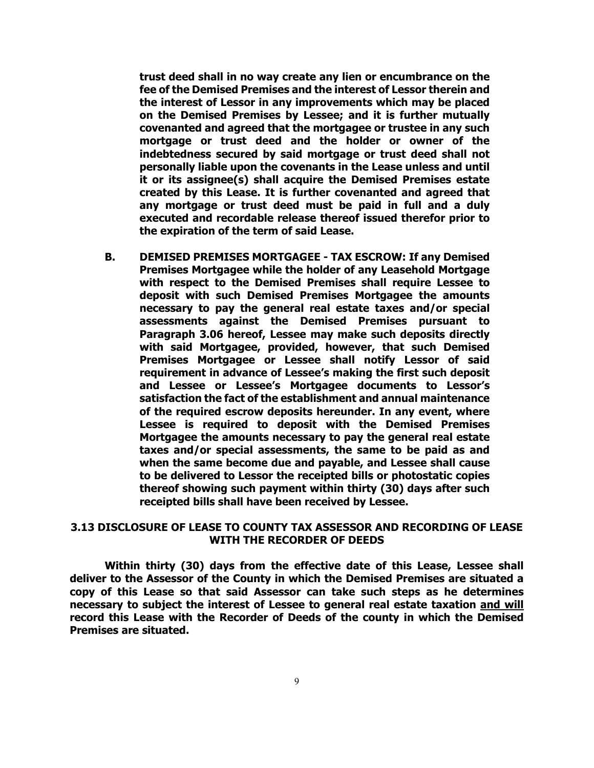**trust deed shall in no way create any lien or encumbrance on the fee of the Demised Premises and the interest of Lessor therein and the interest of Lessor in any improvements which may be placed on the Demised Premises by Lessee; and it is further mutually covenanted and agreed that the mortgagee or trustee in any such mortgage or trust deed and the holder or owner of the indebtedness secured by said mortgage or trust deed shall not personally liable upon the covenants in the Lease unless and until it or its assignee(s) shall acquire the Demised Premises estate created by this Lease. It is further covenanted and agreed that any mortgage or trust deed must be paid in full and a duly executed and recordable release thereof issued therefor prior to the expiration of the term of said Lease.**

**B. DEMISED PREMISES MORTGAGEE - TAX ESCROW: If any Demised Premises Mortgagee while the holder of any Leasehold Mortgage with respect to the Demised Premises shall require Lessee to deposit with such Demised Premises Mortgagee the amounts necessary to pay the general real estate taxes and/or special assessments against the Demised Premises pursuant to Paragraph 3.06 hereof, Lessee may make such deposits directly with said Mortgagee, provided, however, that such Demised Premises Mortgagee or Lessee shall notify Lessor of said requirement in advance of Lessee's making the first such deposit and Lessee or Lessee's Mortgagee documents to Lessor's satisfaction the fact of the establishment and annual maintenance of the required escrow deposits hereunder. In any event, where Lessee is required to deposit with the Demised Premises Mortgagee the amounts necessary to pay the general real estate taxes and/or special assessments, the same to be paid as and when the same become due and payable, and Lessee shall cause to be delivered to Lessor the receipted bills or photostatic copies thereof showing such payment within thirty (30) days after such receipted bills shall have been received by Lessee.**

### 3.13 DISCLOSURE OF LEASE TO COUNTY TAX ASSESSOR AND RECORDING OF LEASE WITH THE RECORDER OF DEEDS

**Within thirty (30) days from the effective date of this Lease, Lessee shall deliver to the Assessor of the County in which the Demised Premises are situated a copy of this Lease so that said Assessor can take such steps as he determines necessary to subject the interest of Lessee to general real estate taxation <u>and will</u> record this Lease with the Recorder of Deeds of the county in which the Demised Premises are situated.**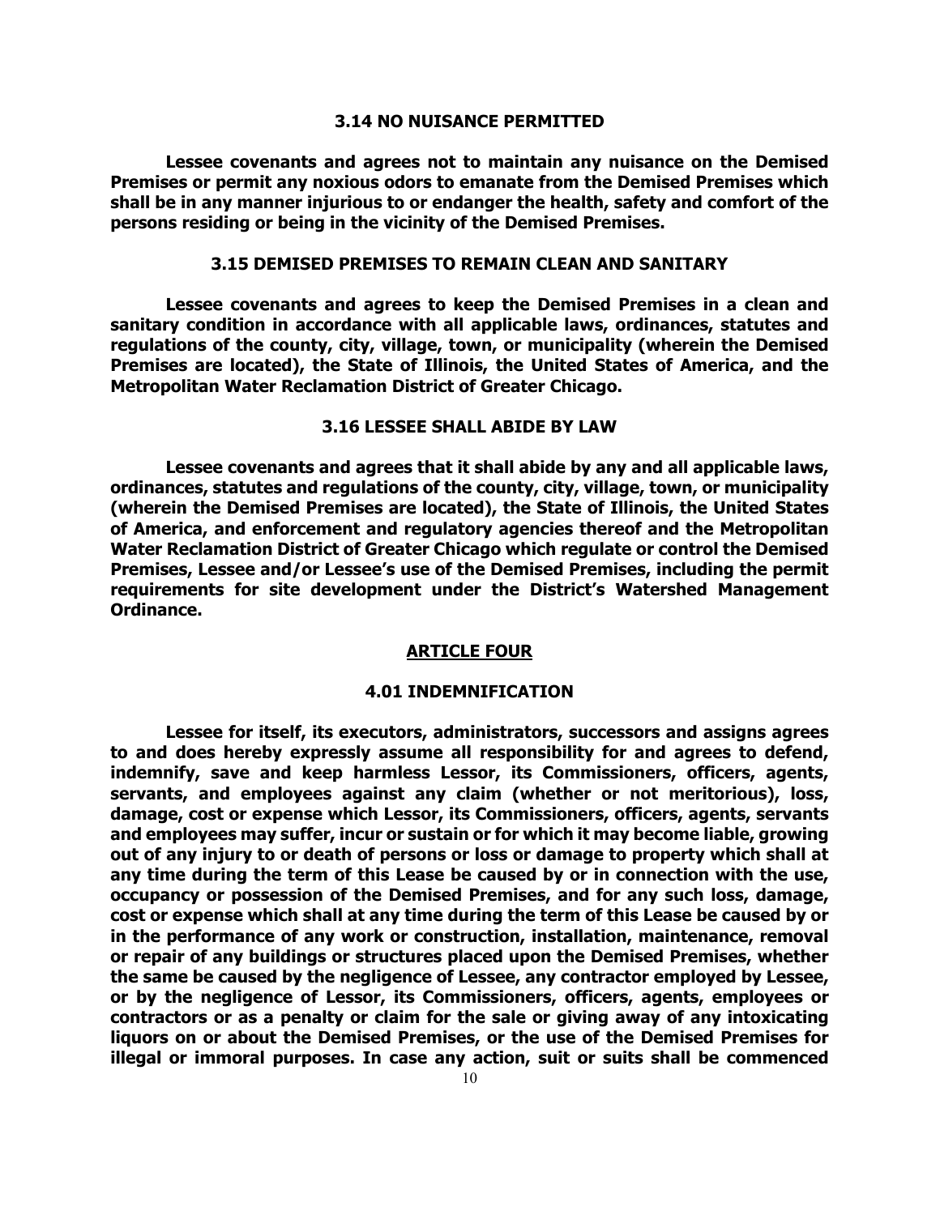### 3.14 NO NUISANCE PERMITTED

**Lessee covenants and agrees not to maintain any nuisance on the Demised Premises or permit any noxious odors to emanate from the Demised Premises which shall be in any manner injurious to or endanger the health, safety and comfort of the persons residing or being in the vicinity of the Demised Premises.**

### 3.15 DEMISED PREMISES TO REMAIN CLEAN AND SANITARY

**Lessee covenants and agrees to keep the Demised Premises in a clean and sanitary condition in accordance with all applicable laws, ordinances, statutes and regulations of the county, city, village, town, or municipality (wherein the Demised Premises are located), the State of Illinois, the United States of America, and the Metropolitan Water Reclamation District of Greater Chicago.**

### 3.16 LESSEE SHALL ABIDE BY LAW

**Lessee covenants and agrees that it shall abide by any and all applicable laws, ordinances, statutes and regulations of the county, city, village, town, or municipality (wherein the Demised Premises are located), the State of Illinois, the United States of America, and enforcement and regulatory agencies thereof and the Metropolitan Water Reclamation District of Greater Chicago which regulate or control the Demised Premises, Lessee and/or Lessee's use of the Demised Premises, including the permit requirements for site development under the District's Watershed Management Ordinance.**

## ARTICLE FOUR

### 4.01 INDEMNIFICATION

**Lessee for itself, its executors, administrators, successors and assigns agrees to and does hereby expressly assume all responsibility for and agrees to defend, indemnify, save and keep harmless Lessor, its Commissioners, officers, agents, servants, and employees against any claim (whether or not meritorious), loss, damage, cost or expense which Lessor, its Commissioners, officers, agents, servants and employees may suffer, incur or sustain or for which it may become liable, growing out of any injury to or death of persons or loss or damage to property which shall at any time during the term of this Lease be caused by or in connection with the use, occupancy or possession of the Demised Premises, and for any such loss, damage, cost or expense which shall at any time during the term of this Lease be caused by or in the performance of any work or construction, installation, maintenance, removal or repair of any buildings or structures placed upon the Demised Premises, whether the same be caused by the negligence of Lessee, any contractor employed by Lessee, or by the negligence of Lessor, its Commissioners, officers, agents, employees or contractors or as a penalty or claim for the sale or giving away of any intoxicating liquors on or about the Demised Premises, or the use of the Demised Premises for illegal or immoral purposes. In case any action, suit or suits shall be commenced**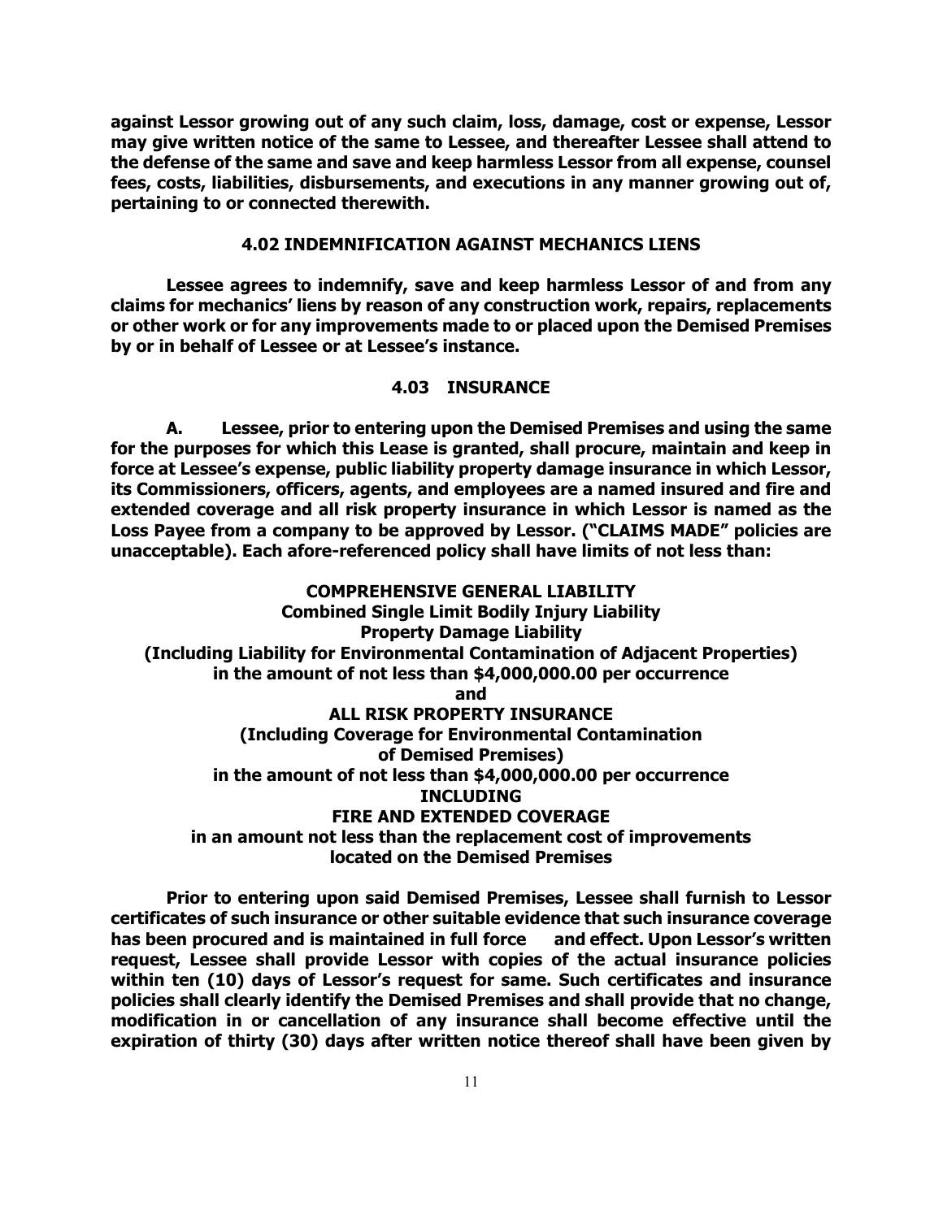**against Lessor growing out of any such claim, loss, damage, cost or expense, Lessor may give written notice of the same to Lessee, and thereafter Lessee shall attend to the defense of the same and save and keep harmless Lessor from all expense, counsel fees, costs, liabilities, disbursements, and executions in any manner growing out of, pertaining to or connected therewith.**

### 4.02 INDEMNIFICATION AGAINST MECHANICS LIENS

**Lessee agrees to indemnify, save and keep harmless Lessor of and from any claims for mechanics' liens by reason of any construction work, repairs, replacements or other work or for any improvements made to or placed upon the Demised Premises by or in behalf of Lessee or at Lessee's instance.**

### 4.03 INSURANCE

**A. Lessee, prior to entering upon the Demised Premises and using the same for the purposes for which this Lease is granted, shall procure, maintain and keep in force at Lessee's expense, public liability property damage insurance in which Lessor, its Commissioners, officers, agents, and employees are a named insured and fire and extended coverage and all risk property insurance in which Lessor is named as the Loss Payee from a company to be approved by Lessor. ("CLAIMS MADE" policies are unacceptable). Each afore-referenced policy shall have limits of not less than:**

**COMPREHENSIVE GENERAL LIABILITY**
**Combined Single Limit Bodily Injury Liability**
**Property Damage Liability**
**(Including Liability for Environmental Contamination of Adjacent Properties)**
**in the amount of not less than $4,000,000.00 per occurrence**
**and**
**ALL RISK PROPERTY INSURANCE**
**(Including Coverage for Environmental Contamination of Demised Premises)**
**in the amount of not less than $4,000,000.00 per occurrence**
**INCLUDING**
**FIRE AND EXTENDED COVERAGE**
**in an amount not less than the replacement cost of improvements located on the Demised Premises**

**Prior to entering upon said Demised Premises, Lessee shall furnish to Lessor certificates of such insurance or other suitable evidence that such insurance coverage has been procured and is maintained in full force and effect. Upon Lessor's written request, Lessee shall provide Lessor with copies of the actual insurance policies within ten (10) days of Lessor's request for same. Such certificates and insurance policies shall clearly identify the Demised Premises and shall provide that no change, modification in or cancellation of any insurance shall become effective until the expiration of thirty (30) days after written notice thereof shall have been given by**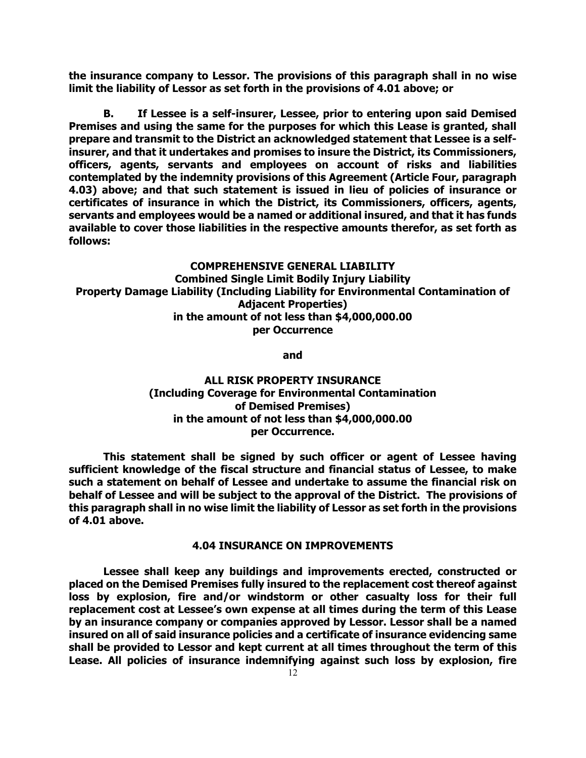**the insurance company to Lessor. The provisions of this paragraph shall in no wise limit the liability of Lessor as set forth in the provisions of 4.01 above; or**

**B. If Lessee is a self-insurer, Lessee, prior to entering upon said Demised Premises and using the same for the purposes for which this Lease is granted, shall prepare and transmit to the District an acknowledged statement that Lessee is a self-insurer, and that it undertakes and promises to insure the District, its Commissioners, officers, agents, servants and employees on account of risks and liabilities contemplated by the indemnity provisions of this Agreement (Article Four, paragraph 4.03) above; and that such statement is issued in lieu of policies of insurance or certificates of insurance in which the District, its Commissioners, officers, agents, servants and employees would be a named or additional insured, and that it has funds available to cover those liabilities in the respective amounts therefor, as set forth as follows:**

**COMPREHENSIVE GENERAL LIABILITY**
**Combined Single Limit Bodily Injury Liability**
**Property Damage Liability (Including Liability for Environmental Contamination of Adjacent Properties)**
**in the amount of not less than $4,000,000.00**
**per Occurrence**

**and**

**ALL RISK PROPERTY INSURANCE**
**(Including Coverage for Environmental Contamination of Demised Premises)**
**in the amount of not less than $4,000,000.00**
**per Occurrence.**

**This statement shall be signed by such officer or agent of Lessee having sufficient knowledge of the fiscal structure and financial status of Lessee, to make such a statement on behalf of Lessee and undertake to assume the financial risk on behalf of Lessee and will be subject to the approval of the District. The provisions of this paragraph shall in no wise limit the liability of Lessor as set forth in the provisions of 4.01 above.**

### 4.04 INSURANCE ON IMPROVEMENTS

**Lessee shall keep any buildings and improvements erected, constructed or placed on the Demised Premises fully insured to the replacement cost thereof against loss by explosion, fire and/or windstorm or other casualty loss for their full replacement cost at Lessee's own expense at all times during the term of this Lease by an insurance company or companies approved by Lessor. Lessor shall be a named insured on all of said insurance policies and a certificate of insurance evidencing same shall be provided to Lessor and kept current at all times throughout the term of this Lease. All policies of insurance indemnifying against such loss by explosion, fire**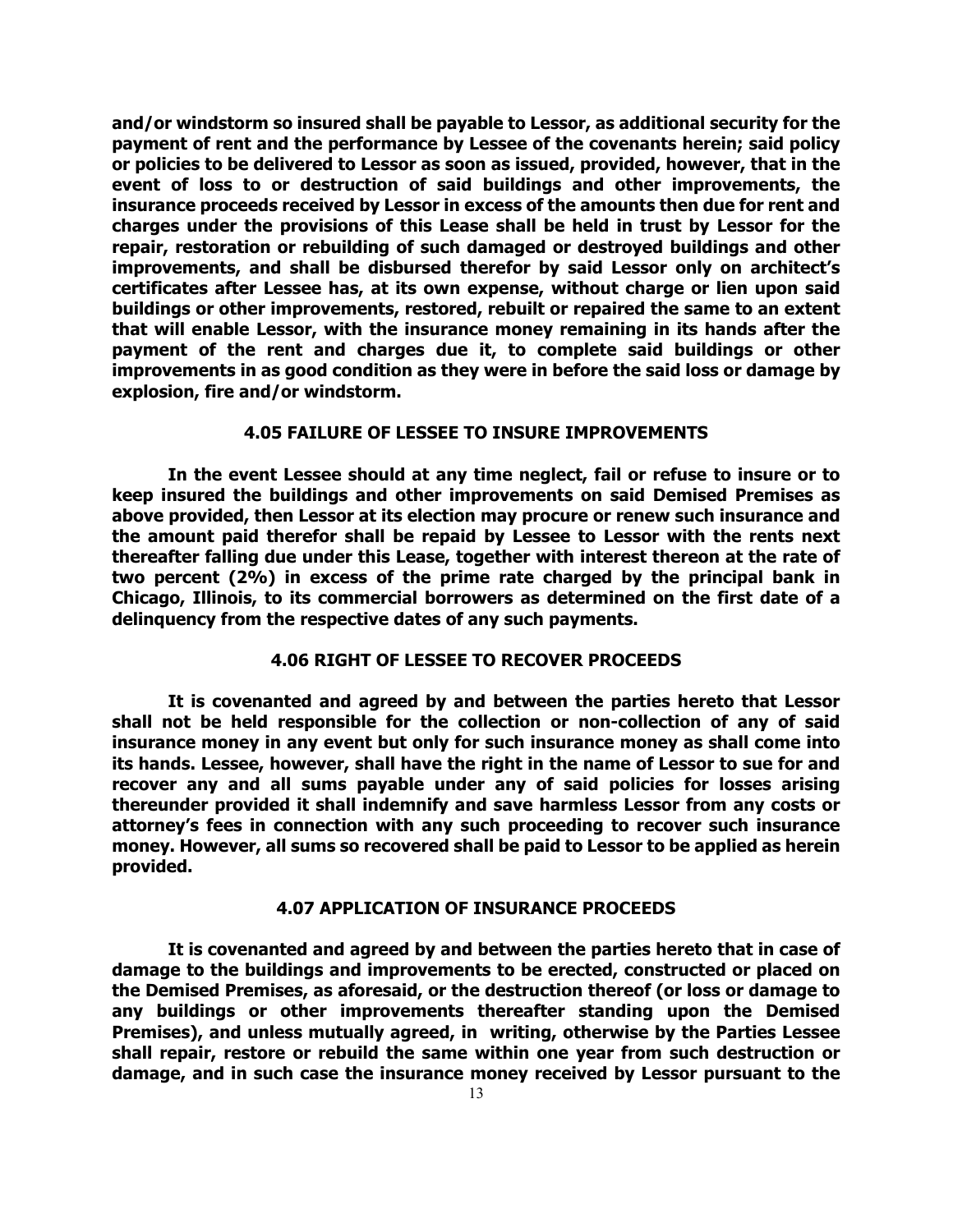**and/or windstorm so insured shall be payable to Lessor, as additional security for the payment of rent and the performance by Lessee of the covenants herein; said policy or policies to be delivered to Lessor as soon as issued, provided, however, that in the event of loss to or destruction of said buildings and other improvements, the insurance proceeds received by Lessor in excess of the amounts then due for rent and charges under the provisions of this Lease shall be held in trust by Lessor for the repair, restoration or rebuilding of such damaged or destroyed buildings and other improvements, and shall be disbursed therefor by said Lessor only on architect's certificates after Lessee has, at its own expense, without charge or lien upon said buildings or other improvements, restored, rebuilt or repaired the same to an extent that will enable Lessor, with the insurance money remaining in its hands after the payment of the rent and charges due it, to complete said buildings or other improvements in as good condition as they were in before the said loss or damage by explosion, fire and/or windstorm.**

### 4.05 FAILURE OF LESSEE TO INSURE IMPROVEMENTS

**In the event Lessee should at any time neglect, fail or refuse to insure or to keep insured the buildings and other improvements on said Demised Premises as above provided, then Lessor at its election may procure or renew such insurance and the amount paid therefor shall be repaid by Lessee to Lessor with the rents next thereafter falling due under this Lease, together with interest thereon at the rate of two percent (2%) in excess of the prime rate charged by the principal bank in Chicago, Illinois, to its commercial borrowers as determined on the first date of a delinquency from the respective dates of any such payments.**

### 4.06 RIGHT OF LESSEE TO RECOVER PROCEEDS

**It is covenanted and agreed by and between the parties hereto that Lessor shall not be held responsible for the collection or non-collection of any of said insurance money in any event but only for such insurance money as shall come into its hands. Lessee, however, shall have the right in the name of Lessor to sue for and recover any and all sums payable under any of said policies for losses arising thereunder provided it shall indemnify and save harmless Lessor from any costs or attorney's fees in connection with any such proceeding to recover such insurance money. However, all sums so recovered shall be paid to Lessor to be applied as herein provided.**

### 4.07 APPLICATION OF INSURANCE PROCEEDS

**It is covenanted and agreed by and between the parties hereto that in case of damage to the buildings and improvements to be erected, constructed or placed on the Demised Premises, as aforesaid, or the destruction thereof (or loss or damage to any buildings or other improvements thereafter standing upon the Demised Premises), and unless mutually agreed, in writing, otherwise by the Parties Lessee shall repair, restore or rebuild the same within one year from such destruction or damage, and in such case the insurance money received by Lessor pursuant to the**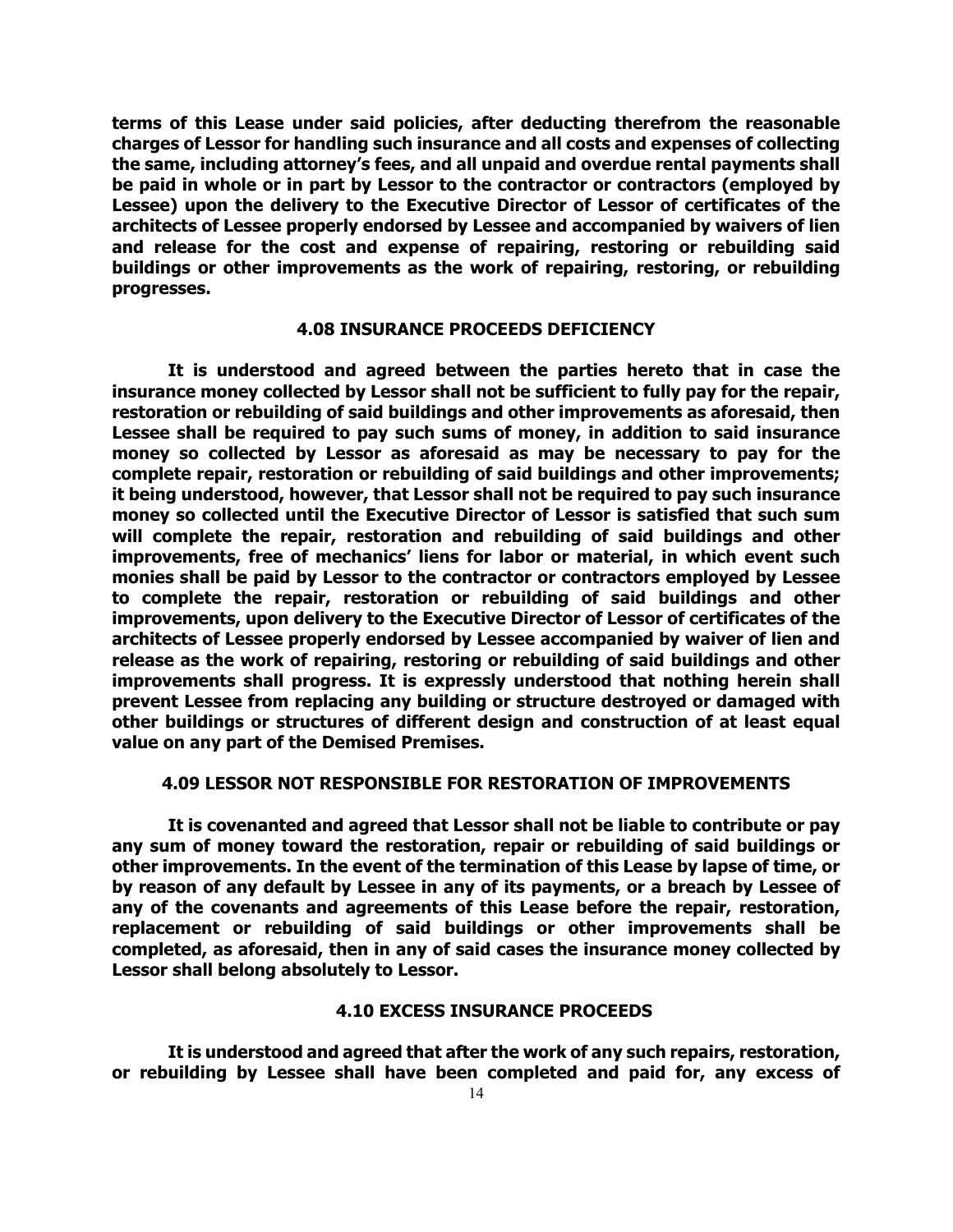**terms of this Lease under said policies, after deducting therefrom the reasonable charges of Lessor for handling such insurance and all costs and expenses of collecting the same, including attorney's fees, and all unpaid and overdue rental payments shall be paid in whole or in part by Lessor to the contractor or contractors (employed by Lessee) upon the delivery to the Executive Director of Lessor of certificates of the architects of Lessee properly endorsed by Lessee and accompanied by waivers of lien and release for the cost and expense of repairing, restoring or rebuilding said buildings or other improvements as the work of repairing, restoring, or rebuilding progresses.**

### 4.08 INSURANCE PROCEEDS DEFICIENCY

**It is understood and agreed between the parties hereto that in case the insurance money collected by Lessor shall not be sufficient to fully pay for the repair, restoration or rebuilding of said buildings and other improvements as aforesaid, then Lessee shall be required to pay such sums of money, in addition to said insurance money so collected by Lessor as aforesaid as may be necessary to pay for the complete repair, restoration or rebuilding of said buildings and other improvements; it being understood, however, that Lessor shall not be required to pay such insurance money so collected until the Executive Director of Lessor is satisfied that such sum will complete the repair, restoration and rebuilding of said buildings and other improvements, free of mechanics' liens for labor or material, in which event such monies shall be paid by Lessor to the contractor or contractors employed by Lessee to complete the repair, restoration or rebuilding of said buildings and other improvements, upon delivery to the Executive Director of Lessor of certificates of the architects of Lessee properly endorsed by Lessee accompanied by waiver of lien and release as the work of repairing, restoring or rebuilding of said buildings and other improvements shall progress. It is expressly understood that nothing herein shall prevent Lessee from replacing any building or structure destroyed or damaged with other buildings or structures of different design and construction of at least equal value on any part of the Demised Premises.**

### 4.09 LESSOR NOT RESPONSIBLE FOR RESTORATION OF IMPROVEMENTS

**It is covenanted and agreed that Lessor shall not be liable to contribute or pay any sum of money toward the restoration, repair or rebuilding of said buildings or other improvements. In the event of the termination of this Lease by lapse of time, or by reason of any default by Lessee in any of its payments, or a breach by Lessee of any of the covenants and agreements of this Lease before the repair, restoration, replacement or rebuilding of said buildings or other improvements shall be completed, as aforesaid, then in any of said cases the insurance money collected by Lessor shall belong absolutely to Lessor.**

### 4.10 EXCESS INSURANCE PROCEEDS

**It is understood and agreed that after the work of any such repairs, restoration, or rebuilding by Lessee shall have been completed and paid for, any excess of**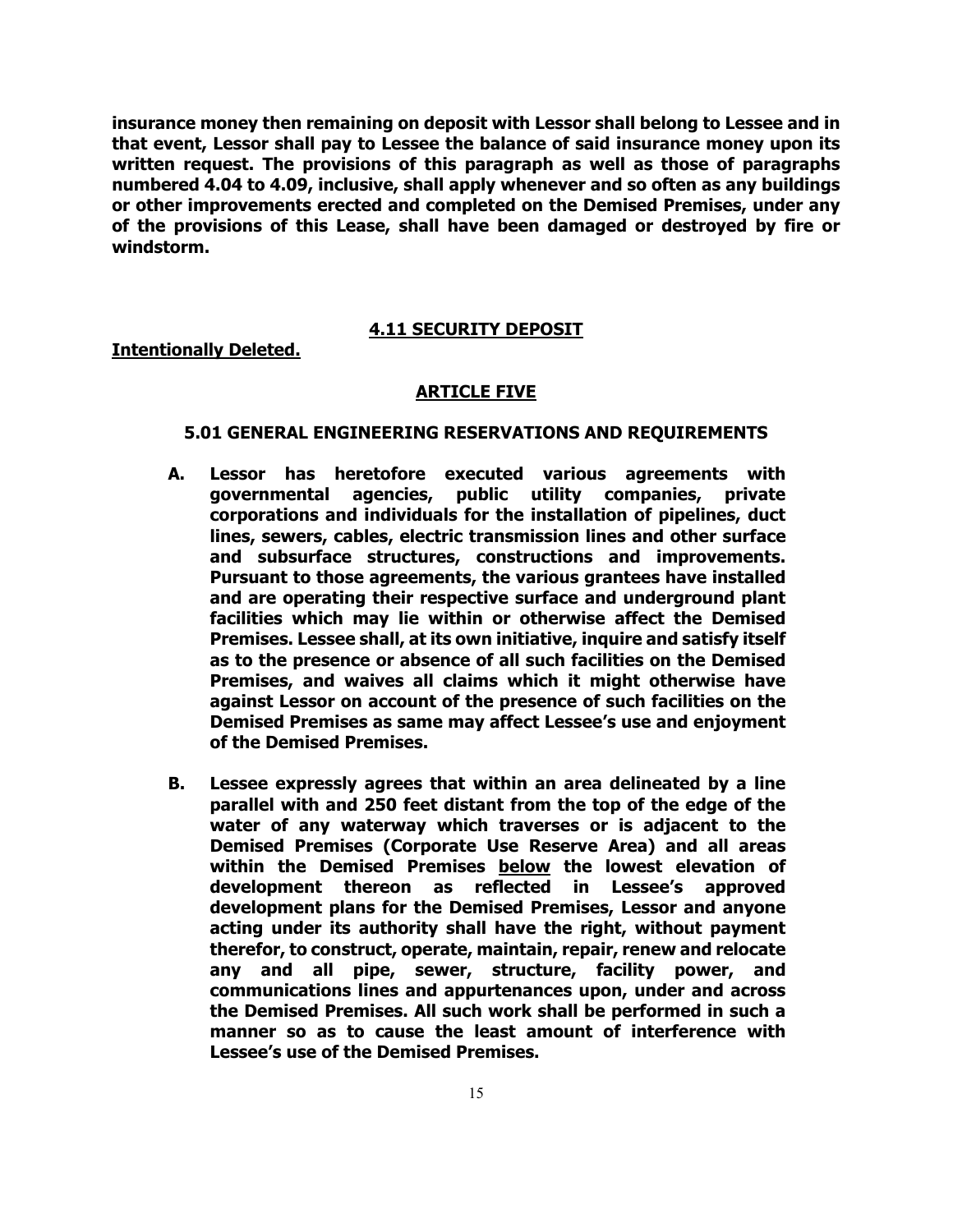**insurance money then remaining on deposit with Lessor shall belong to Lessee and in that event, Lessor shall pay to Lessee the balance of said insurance money upon its written request. The provisions of this paragraph as well as those of paragraphs numbered 4.04 to 4.09, inclusive, shall apply whenever and so often as any buildings or other improvements erected and completed on the Demised Premises, under any of the provisions of this Lease, shall have been damaged or destroyed by fire or windstorm.**

## 4.11 SECURITY DEPOSIT

**Intentionally Deleted.**

## ARTICLE FIVE

### 5.01 GENERAL ENGINEERING RESERVATIONS AND REQUIREMENTS

**A. Lessor has heretofore executed various agreements with governmental agencies, public utility companies, private corporations and individuals for the installation of pipelines, duct lines, sewers, cables, electric transmission lines and other surface and subsurface structures, constructions and improvements. Pursuant to those agreements, the various grantees have installed and are operating their respective surface and underground plant facilities which may lie within or otherwise affect the Demised Premises. Lessee shall, at its own initiative, inquire and satisfy itself as to the presence or absence of all such facilities on the Demised Premises, and waives all claims which it might otherwise have against Lessor on account of the presence of such facilities on the Demised Premises as same may affect Lessee's use and enjoyment of the Demised Premises.**

**B. Lessee expressly agrees that within an area delineated by a line parallel with and 250 feet distant from the top of the edge of the water of any waterway which traverses or is adjacent to the Demised Premises (Corporate Use Reserve Area) and all areas within the Demised Premises <u>below</u> the lowest elevation of development thereon as reflected in Lessee's approved development plans for the Demised Premises, Lessor and anyone acting under its authority shall have the right, without payment therefor, to construct, operate, maintain, repair, renew and relocate any and all pipe, sewer, structure, facility power, and communications lines and appurtenances upon, under and across the Demised Premises. All such work shall be performed in such a manner so as to cause the least amount of interference with Lessee's use of the Demised Premises.**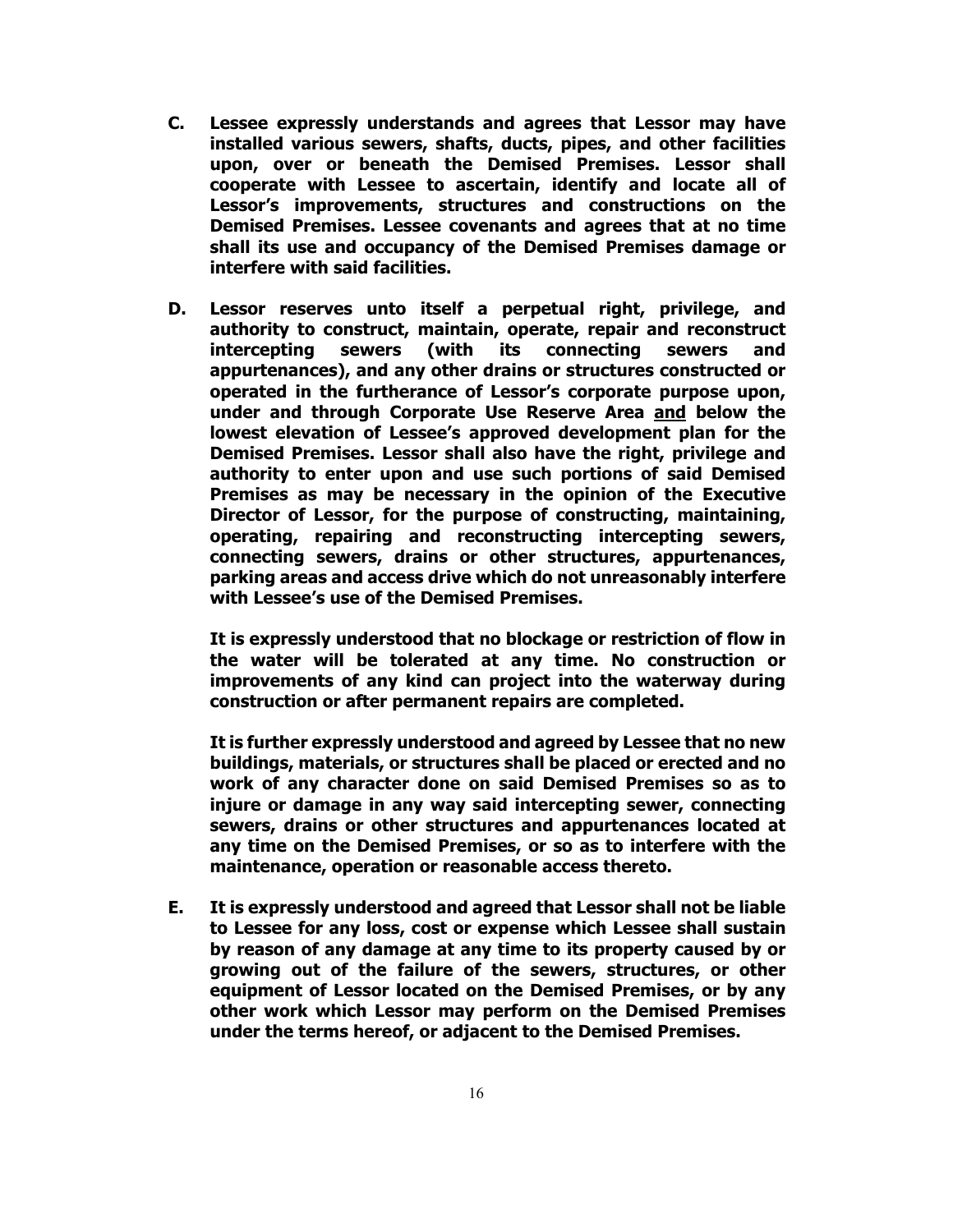**C. Lessee expressly understands and agrees that Lessor may have installed various sewers, shafts, ducts, pipes, and other facilities upon, over or beneath the Demised Premises. Lessor shall cooperate with Lessee to ascertain, identify and locate all of Lessor's improvements, structures and constructions on the Demised Premises. Lessee covenants and agrees that at no time shall its use and occupancy of the Demised Premises damage or interfere with said facilities.**

**D. Lessor reserves unto itself a perpetual right, privilege, and authority to construct, maintain, operate, repair and reconstruct intercepting sewers (with its connecting sewers and appurtenances), and any other drains or structures constructed or operated in the furtherance of Lessor's corporate purpose upon, under and through Corporate Use Reserve Area <u>and</u> below the lowest elevation of Lessee's approved development plan for the Demised Premises. Lessor shall also have the right, privilege and authority to enter upon and use such portions of said Demised Premises as may be necessary in the opinion of the Executive Director of Lessor, for the purpose of constructing, maintaining, operating, repairing and reconstructing intercepting sewers, connecting sewers, drains or other structures, appurtenances, parking areas and access drive which do not unreasonably interfere with Lessee's use of the Demised Premises.**

**It is expressly understood that no blockage or restriction of flow in the water will be tolerated at any time. No construction or improvements of any kind can project into the waterway during construction or after permanent repairs are completed.**

**It is further expressly understood and agreed by Lessee that no new buildings, materials, or structures shall be placed or erected and no work of any character done on said Demised Premises so as to injure or damage in any way said intercepting sewer, connecting sewers, drains or other structures and appurtenances located at any time on the Demised Premises, or so as to interfere with the maintenance, operation or reasonable access thereto.**

**E. It is expressly understood and agreed that Lessor shall not be liable to Lessee for any loss, cost or expense which Lessee shall sustain by reason of any damage at any time to its property caused by or growing out of the failure of the sewers, structures, or other equipment of Lessor located on the Demised Premises, or by any other work which Lessor may perform on the Demised Premises under the terms hereof, or adjacent to the Demised Premises.**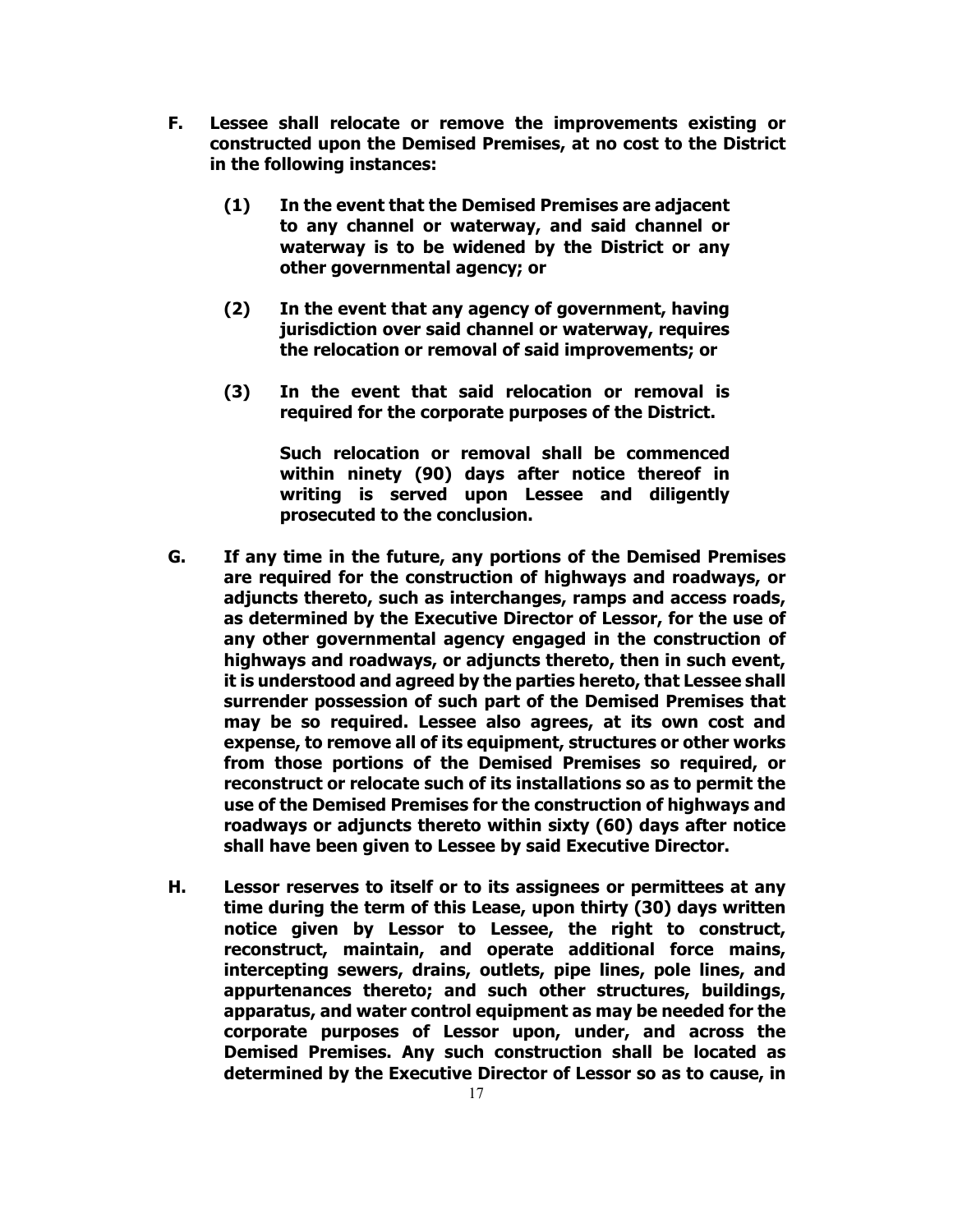**F. Lessee shall relocate or remove the improvements existing or constructed upon the Demised Premises, at no cost to the District in the following instances:**

> **(1) In the event that the Demised Premises are adjacent to any channel or waterway, and said channel or waterway is to be widened by the District or any other governmental agency; or**
>
> **(2) In the event that any agency of government, having jurisdiction over said channel or waterway, requires the relocation or removal of said improvements; or**
>
> **(3) In the event that said relocation or removal is required for the corporate purposes of the District.**
>
> **Such relocation or removal shall be commenced within ninety (90) days after notice thereof in writing is served upon Lessee and diligently prosecuted to the conclusion.**

**G. If any time in the future, any portions of the Demised Premises are required for the construction of highways and roadways, or adjuncts thereto, such as interchanges, ramps and access roads, as determined by the Executive Director of Lessor, for the use of any other governmental agency engaged in the construction of highways and roadways, or adjuncts thereto, then in such event, it is understood and agreed by the parties hereto, that Lessee shall surrender possession of such part of the Demised Premises that may be so required. Lessee also agrees, at its own cost and expense, to remove all of its equipment, structures or other works from those portions of the Demised Premises so required, or reconstruct or relocate such of its installations so as to permit the use of the Demised Premises for the construction of highways and roadways or adjuncts thereto within sixty (60) days after notice shall have been given to Lessee by said Executive Director.**

**H. Lessor reserves to itself or to its assignees or permittees at any time during the term of this Lease, upon thirty (30) days written notice given by Lessor to Lessee, the right to construct, reconstruct, maintain, and operate additional force mains, intercepting sewers, drains, outlets, pipe lines, pole lines, and appurtenances thereto; and such other structures, buildings, apparatus, and water control equipment as may be needed for the corporate purposes of Lessor upon, under, and across the Demised Premises. Any such construction shall be located as determined by the Executive Director of Lessor so as to cause, in**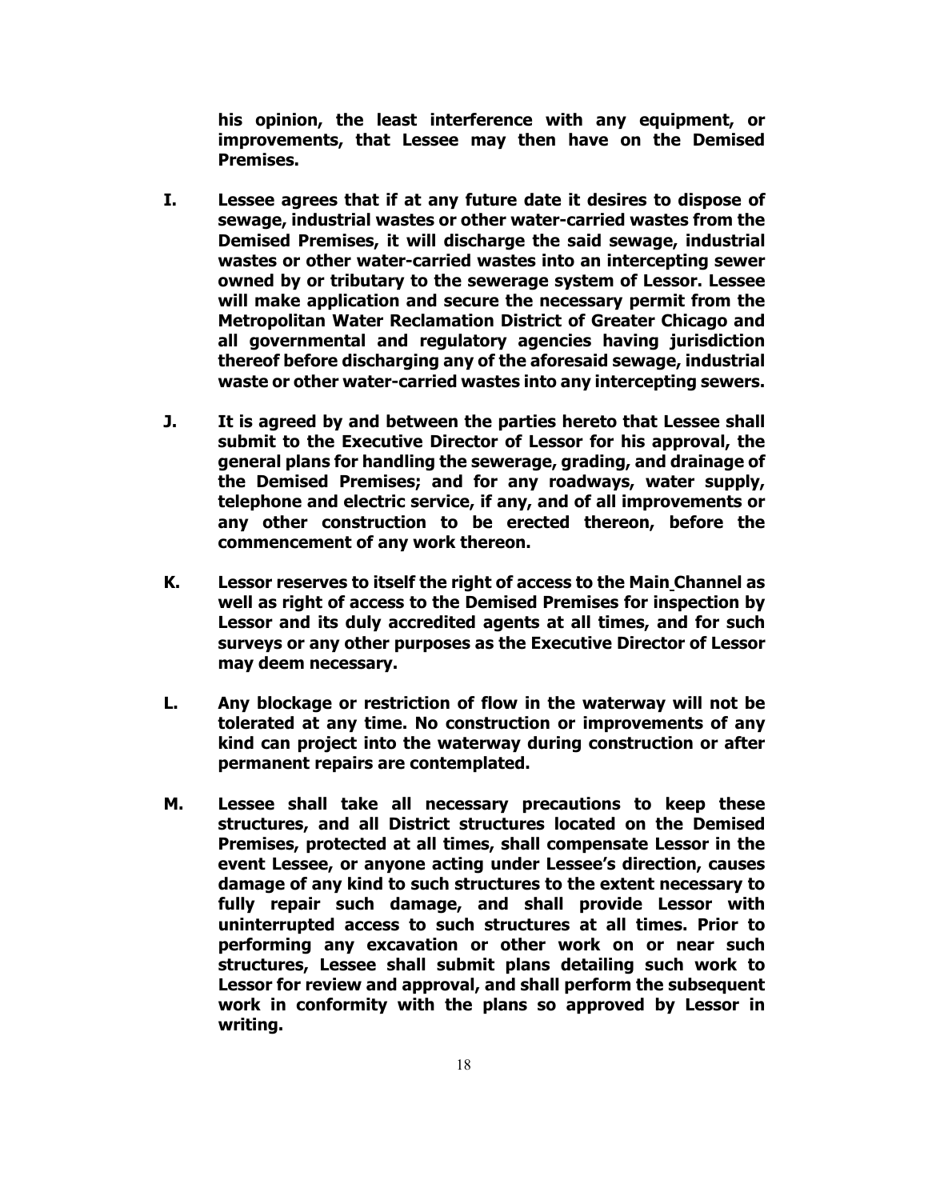**his opinion, the least interference with any equipment, or improvements, that Lessee may then have on the Demised Premises.**

**I. Lessee agrees that if at any future date it desires to dispose of sewage, industrial wastes or other water-carried wastes from the Demised Premises, it will discharge the said sewage, industrial wastes or other water-carried wastes into an intercepting sewer owned by or tributary to the sewerage system of Lessor. Lessee will make application and secure the necessary permit from the Metropolitan Water Reclamation District of Greater Chicago and all governmental and regulatory agencies having jurisdiction thereof before discharging any of the aforesaid sewage, industrial waste or other water-carried wastes into any intercepting sewers.**

**J. It is agreed by and between the parties hereto that Lessee shall submit to the Executive Director of Lessor for his approval, the general plans for handling the sewerage, grading, and drainage of the Demised Premises; and for any roadways, water supply, telephone and electric service, if any, and of all improvements or any other construction to be erected thereon, before the commencement of any work thereon.**

**K. Lessor reserves to itself the right of access to the Main Channel as well as right of access to the Demised Premises for inspection by Lessor and its duly accredited agents at all times, and for such surveys or any other purposes as the Executive Director of Lessor may deem necessary.**

**L. Any blockage or restriction of flow in the waterway will not be tolerated at any time. No construction or improvements of any kind can project into the waterway during construction or after permanent repairs are contemplated.**

**M. Lessee shall take all necessary precautions to keep these structures, and all District structures located on the Demised Premises, protected at all times, shall compensate Lessor in the event Lessee, or anyone acting under Lessee's direction, causes damage of any kind to such structures to the extent necessary to fully repair such damage, and shall provide Lessor with uninterrupted access to such structures at all times. Prior to performing any excavation or other work on or near such structures, Lessee shall submit plans detailing such work to Lessor for review and approval, and shall perform the subsequent work in conformity with the plans so approved by Lessor in writing.**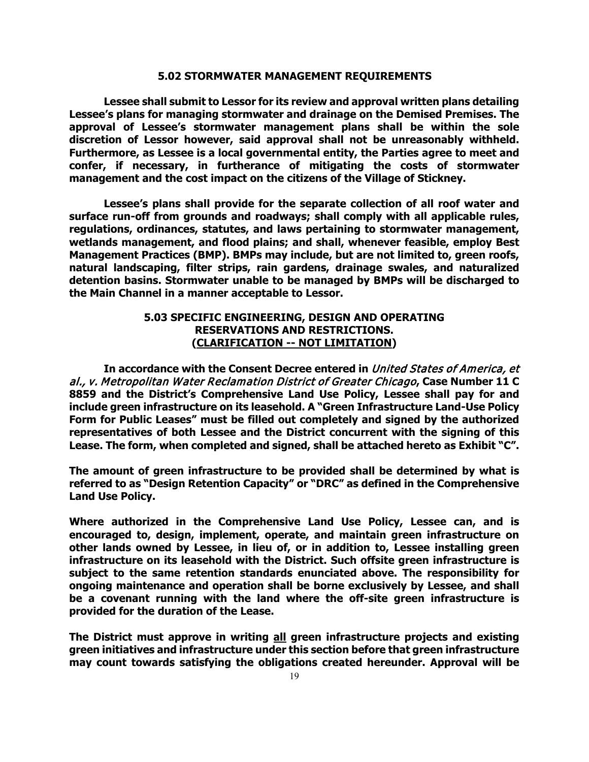## 5.02 STORMWATER MANAGEMENT REQUIREMENTS

**Lessee shall submit to Lessor for its review and approval written plans detailing Lessee's plans for managing stormwater and drainage on the Demised Premises. The approval of Lessee's stormwater management plans shall be within the sole discretion of Lessor however, said approval shall not be unreasonably withheld. Furthermore, as Lessee is a local governmental entity, the Parties agree to meet and confer, if necessary, in furtherance of mitigating the costs of stormwater management and the cost impact on the citizens of the Village of Stickney.**

**Lessee's plans shall provide for the separate collection of all roof water and surface run-off from grounds and roadways; shall comply with all applicable rules, regulations, ordinances, statutes, and laws pertaining to stormwater management, wetlands management, and flood plains; and shall, whenever feasible, employ Best Management Practices (BMP). BMPs may include, but are not limited to, green roofs, natural landscaping, filter strips, rain gardens, drainage swales, and naturalized detention basins. Stormwater unable to be managed by BMPs will be discharged to the Main Channel in a manner acceptable to Lessor.**

## 5.03 SPECIFIC ENGINEERING, DESIGN AND OPERATING RESERVATIONS AND RESTRICTIONS. (<u>CLARIFICATION -- NOT LIMITATION</u>)

**In accordance with the Consent Decree entered in *United States of America, et al., v. Metropolitan Water Reclamation District of Greater Chicago*, Case Number 11 C 8859 and the District's Comprehensive Land Use Policy, Lessee shall pay for and include green infrastructure on its leasehold. A "Green Infrastructure Land-Use Policy Form for Public Leases" must be filled out completely and signed by the authorized representatives of both Lessee and the District concurrent with the signing of this Lease. The form, when completed and signed, shall be attached hereto as Exhibit "C".**

**The amount of green infrastructure to be provided shall be determined by what is referred to as "Design Retention Capacity" or "DRC" as defined in the Comprehensive Land Use Policy.**

**Where authorized in the Comprehensive Land Use Policy, Lessee can, and is encouraged to, design, implement, operate, and maintain green infrastructure on other lands owned by Lessee, in lieu of, or in addition to, Lessee installing green infrastructure on its leasehold with the District. Such offsite green infrastructure is subject to the same retention standards enunciated above. The responsibility for ongoing maintenance and operation shall be borne exclusively by Lessee, and shall be a covenant running with the land where the off-site green infrastructure is provided for the duration of the Lease.**

**The District must approve in writing <u>all</u> green infrastructure projects and existing green initiatives and infrastructure under this section before that green infrastructure may count towards satisfying the obligations created hereunder. Approval will be**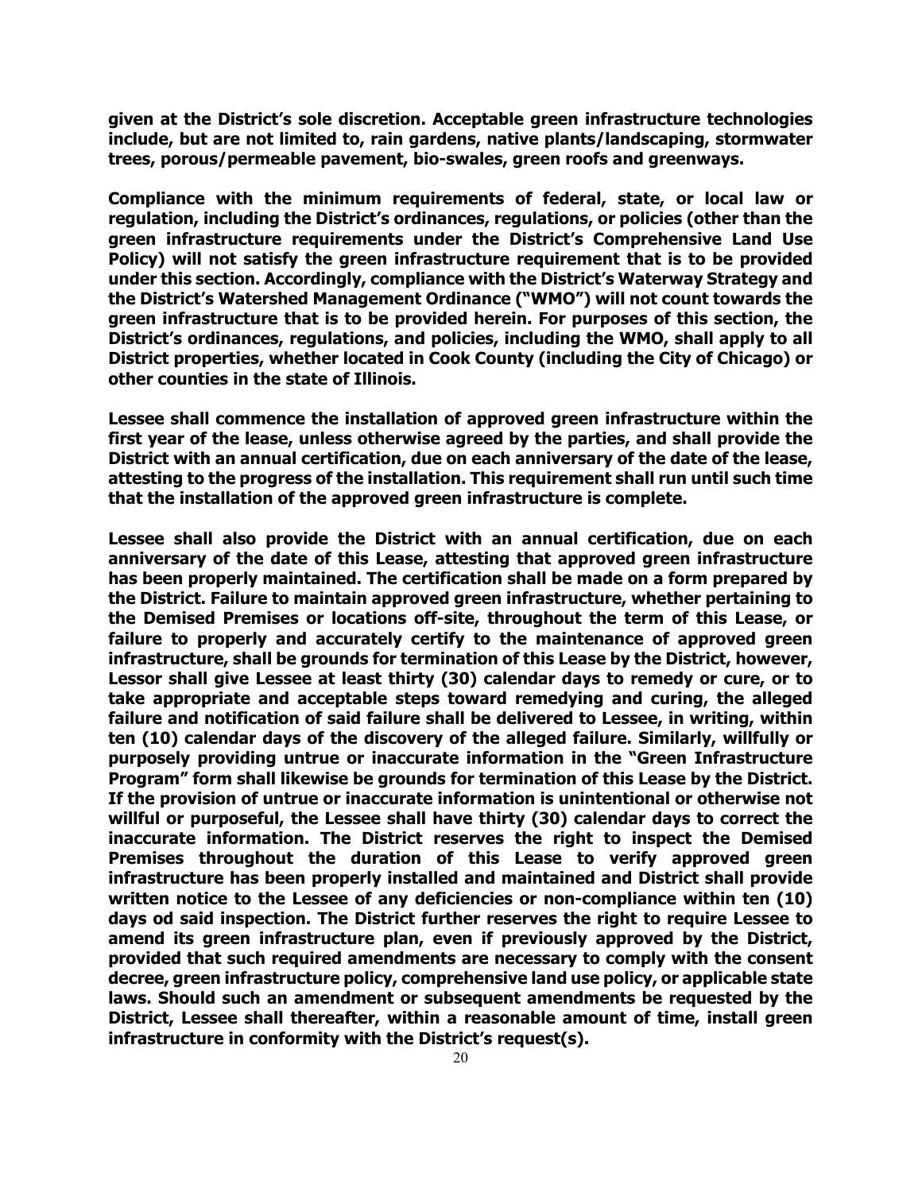**given at the District's sole discretion. Acceptable green infrastructure technologies include, but are not limited to, rain gardens, native plants/landscaping, stormwater trees, porous/permeable pavement, bio-swales, green roofs and greenways.**

**Compliance with the minimum requirements of federal, state, or local law or regulation, including the District's ordinances, regulations, or policies (other than the green infrastructure requirements under the District's Comprehensive Land Use Policy) will not satisfy the green infrastructure requirement that is to be provided under this section. Accordingly, compliance with the District's Waterway Strategy and the District's Watershed Management Ordinance ("WMO") will not count towards the green infrastructure that is to be provided herein. For purposes of this section, the District's ordinances, regulations, and policies, including the WMO, shall apply to all District properties, whether located in Cook County (including the City of Chicago) or other counties in the state of Illinois.**

**Lessee shall commence the installation of approved green infrastructure within the first year of the lease, unless otherwise agreed by the parties, and shall provide the District with an annual certification, due on each anniversary of the date of the lease, attesting to the progress of the installation. This requirement shall run until such time that the installation of the approved green infrastructure is complete.**

**Lessee shall also provide the District with an annual certification, due on each anniversary of the date of this Lease, attesting that approved green infrastructure has been properly maintained. The certification shall be made on a form prepared by the District. Failure to maintain approved green infrastructure, whether pertaining to the Demised Premises or locations off-site, throughout the term of this Lease, or failure to properly and accurately certify to the maintenance of approved green infrastructure, shall be grounds for termination of this Lease by the District, however, Lessor shall give Lessee at least thirty (30) calendar days to remedy or cure, or to take appropriate and acceptable steps toward remedying and curing, the alleged failure and notification of said failure shall be delivered to Lessee, in writing, within ten (10) calendar days of the discovery of the alleged failure. Similarly, willfully or purposely providing untrue or inaccurate information in the "Green Infrastructure Program" form shall likewise be grounds for termination of this Lease by the District. If the provision of untrue or inaccurate information is unintentional or otherwise not willful or purposeful, the Lessee shall have thirty (30) calendar days to correct the inaccurate information. The District reserves the right to inspect the Demised Premises throughout the duration of this Lease to verify approved green infrastructure has been properly installed and maintained and District shall provide written notice to the Lessee of any deficiencies or non-compliance within ten (10) days od said inspection. The District further reserves the right to require Lessee to amend its green infrastructure plan, even if previously approved by the District, provided that such required amendments are necessary to comply with the consent decree, green infrastructure policy, comprehensive land use policy, or applicable state laws. Should such an amendment or subsequent amendments be requested by the District, Lessee shall thereafter, within a reasonable amount of time, install green infrastructure in conformity with the District's request(s).**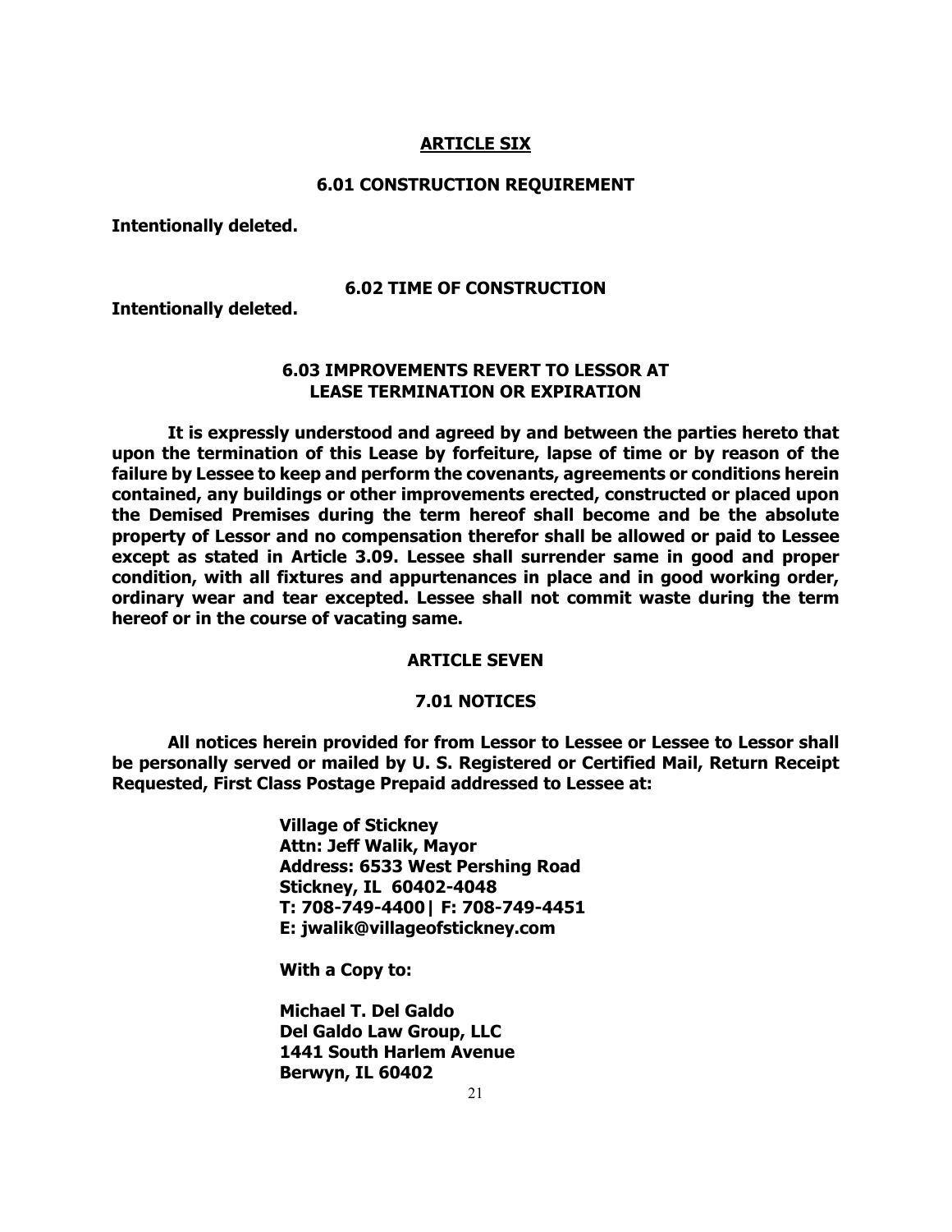## ARTICLE SIX

### 6.01 CONSTRUCTION REQUIREMENT

**Intentionally deleted.**

### 6.02 TIME OF CONSTRUCTION

**Intentionally deleted.**

### 6.03 IMPROVEMENTS REVERT TO LESSOR AT LEASE TERMINATION OR EXPIRATION

**It is expressly understood and agreed by and between the parties hereto that upon the termination of this Lease by forfeiture, lapse of time or by reason of the failure by Lessee to keep and perform the covenants, agreements or conditions herein contained, any buildings or other improvements erected, constructed or placed upon the Demised Premises during the term hereof shall become and be the absolute property of Lessor and no compensation therefor shall be allowed or paid to Lessee except as stated in Article 3.09. Lessee shall surrender same in good and proper condition, with all fixtures and appurtenances in place and in good working order, ordinary wear and tear excepted. Lessee shall not commit waste during the term hereof or in the course of vacating same.**

## ARTICLE SEVEN

### 7.01 NOTICES

**All notices herein provided for from Lessor to Lessee or Lessee to Lessor shall be personally served or mailed by U. S. Registered or Certified Mail, Return Receipt Requested, First Class Postage Prepaid addressed to Lessee at:**

**Village of Stickney**
**Attn: Jeff Walik, Mayor**
**Address: 6533 West Pershing Road**
**Stickney, IL 60402-4048**
**T: 708-749-4400| F: 708-749-4451**
**E: jwalik@villageofstickney.com**

**With a Copy to:**

**Michael T. Del Galdo**
**Del Galdo Law Group, LLC**
**1441 South Harlem Avenue**
**Berwyn, IL 60402**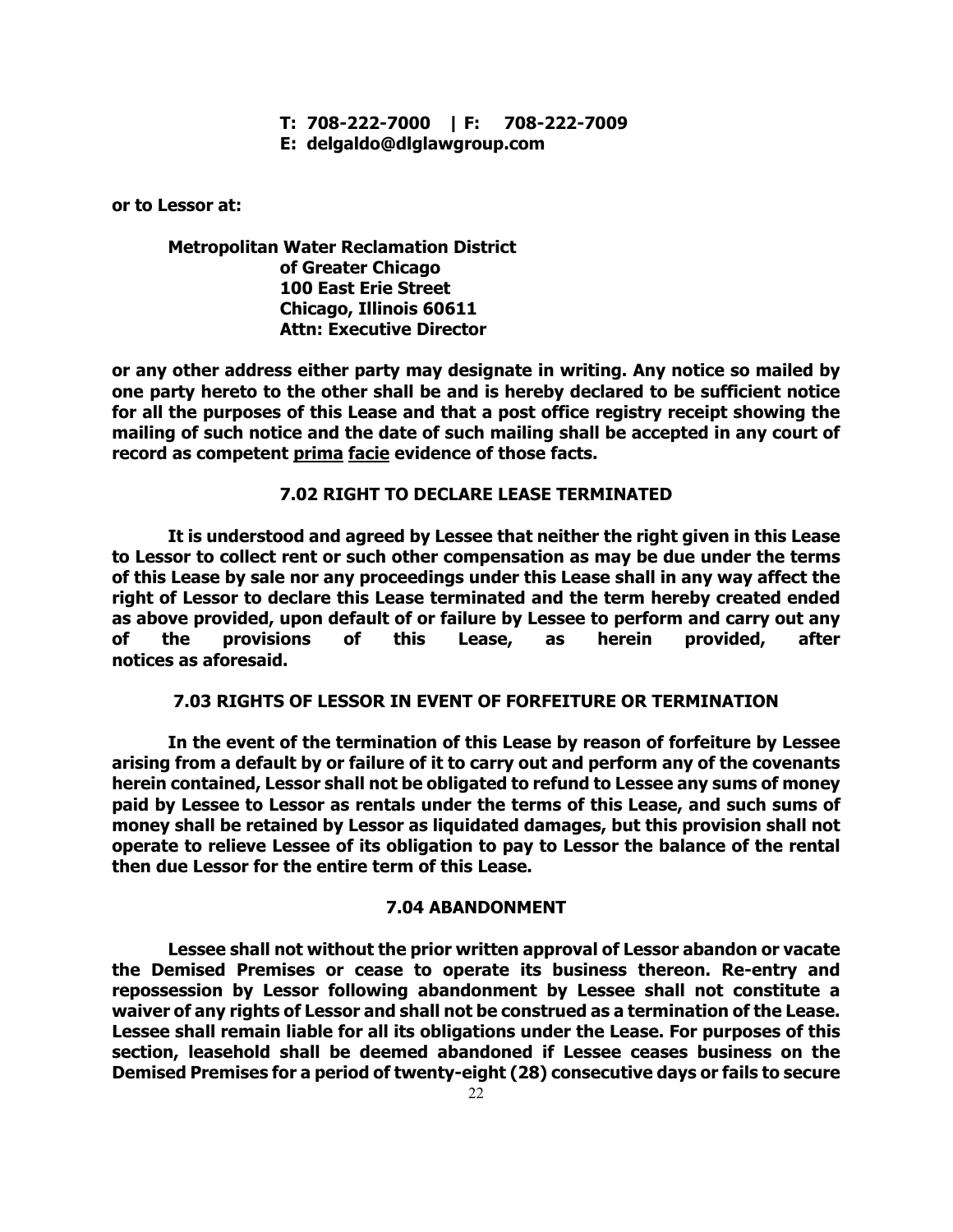**T: 708-222-7000 | F: 708-222-7009**
**E: delgaldo@dlglawgroup.com**

**or to Lessor at:**

**Metropolitan Water Reclamation District**
**of Greater Chicago**
**100 East Erie Street**
**Chicago, Illinois 60611**
**Attn: Executive Director**

**or any other address either party may designate in writing. Any notice so mailed by one party hereto to the other shall be and is hereby declared to be sufficient notice for all the purposes of this Lease and that a post office registry receipt showing the mailing of such notice and the date of such mailing shall be accepted in any court of record as competent prima facie evidence of those facts.**

### 7.02 RIGHT TO DECLARE LEASE TERMINATED

**It is understood and agreed by Lessee that neither the right given in this Lease to Lessor to collect rent or such other compensation as may be due under the terms of this Lease by sale nor any proceedings under this Lease shall in any way affect the right of Lessor to declare this Lease terminated and the term hereby created ended as above provided, upon default of or failure by Lessee to perform and carry out any of the provisions of this Lease, as herein provided, after notices as aforesaid.**

### 7.03 RIGHTS OF LESSOR IN EVENT OF FORFEITURE OR TERMINATION

**In the event of the termination of this Lease by reason of forfeiture by Lessee arising from a default by or failure of it to carry out and perform any of the covenants herein contained, Lessor shall not be obligated to refund to Lessee any sums of money paid by Lessee to Lessor as rentals under the terms of this Lease, and such sums of money shall be retained by Lessor as liquidated damages, but this provision shall not operate to relieve Lessee of its obligation to pay to Lessor the balance of the rental then due Lessor for the entire term of this Lease.**

### 7.04 ABANDONMENT

**Lessee shall not without the prior written approval of Lessor abandon or vacate the Demised Premises or cease to operate its business thereon. Re-entry and repossession by Lessor following abandonment by Lessee shall not constitute a waiver of any rights of Lessor and shall not be construed as a termination of the Lease. Lessee shall remain liable for all its obligations under the Lease. For purposes of this section, leasehold shall be deemed abandoned if Lessee ceases business on the Demised Premises for a period of twenty-eight (28) consecutive days or fails to secure**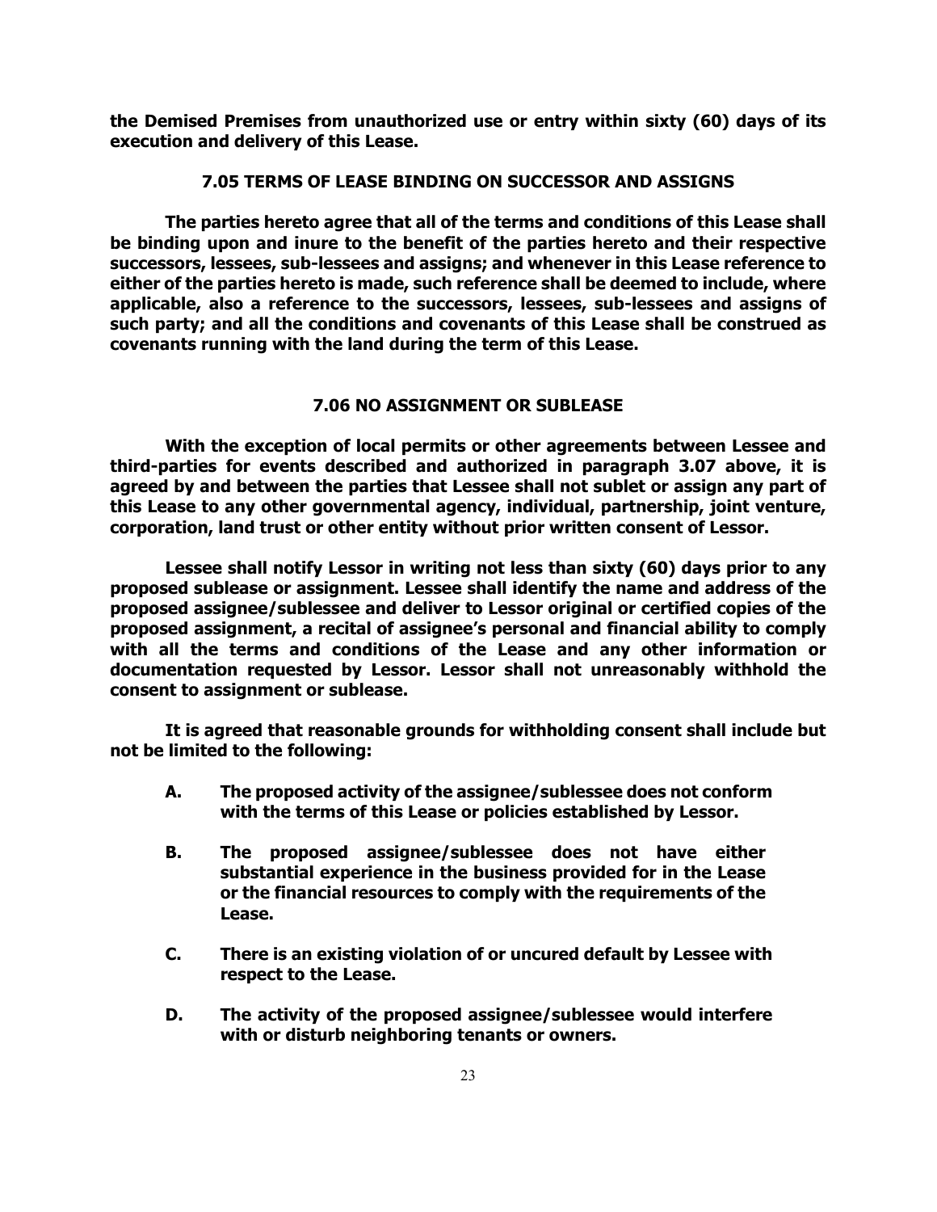**the Demised Premises from unauthorized use or entry within sixty (60) days of its execution and delivery of this Lease.**

### 7.05 TERMS OF LEASE BINDING ON SUCCESSOR AND ASSIGNS

**The parties hereto agree that all of the terms and conditions of this Lease shall be binding upon and inure to the benefit of the parties hereto and their respective successors, lessees, sub-lessees and assigns; and whenever in this Lease reference to either of the parties hereto is made, such reference shall be deemed to include, where applicable, also a reference to the successors, lessees, sub-lessees and assigns of such party; and all the conditions and covenants of this Lease shall be construed as covenants running with the land during the term of this Lease.**

### 7.06 NO ASSIGNMENT OR SUBLEASE

**With the exception of local permits or other agreements between Lessee and third-parties for events described and authorized in paragraph 3.07 above, it is agreed by and between the parties that Lessee shall not sublet or assign any part of this Lease to any other governmental agency, individual, partnership, joint venture, corporation, land trust or other entity without prior written consent of Lessor.**

**Lessee shall notify Lessor in writing not less than sixty (60) days prior to any proposed sublease or assignment. Lessee shall identify the name and address of the proposed assignee/sublessee and deliver to Lessor original or certified copies of the proposed assignment, a recital of assignee's personal and financial ability to comply with all the terms and conditions of the Lease and any other information or documentation requested by Lessor. Lessor shall not unreasonably withhold the consent to assignment or sublease.**

**It is agreed that reasonable grounds for withholding consent shall include but not be limited to the following:**

- **A.** **The proposed activity of the assignee/sublessee does not conform with the terms of this Lease or policies established by Lessor.**
- **B.** **The proposed assignee/sublessee does not have either substantial experience in the business provided for in the Lease or the financial resources to comply with the requirements of the Lease.**
- **C.** **There is an existing violation of or uncured default by Lessee with respect to the Lease.**
- **D.** **The activity of the proposed assignee/sublessee would interfere with or disturb neighboring tenants or owners.**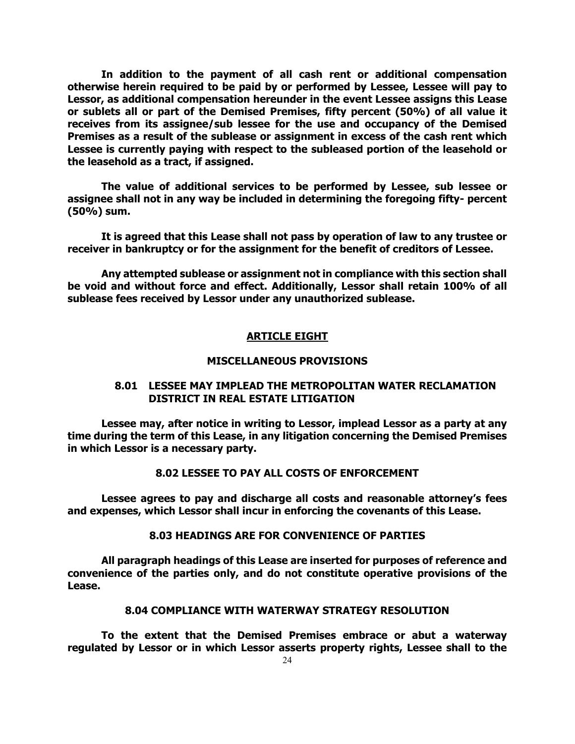**In addition to the payment of all cash rent or additional compensation otherwise herein required to be paid by or performed by Lessee, Lessee will pay to Lessor, as additional compensation hereunder in the event Lessee assigns this Lease or sublets all or part of the Demised Premises, fifty percent (50%) of all value it receives from its assignee/sub lessee for the use and occupancy of the Demised Premises as a result of the sublease or assignment in excess of the cash rent which Lessee is currently paying with respect to the subleased portion of the leasehold or the leasehold as a tract, if assigned.**

**The value of additional services to be performed by Lessee, sub lessee or assignee shall not in any way be included in determining the foregoing fifty- percent (50%) sum.**

**It is agreed that this Lease shall not pass by operation of law to any trustee or receiver in bankruptcy or for the assignment for the benefit of creditors of Lessee.**

**Any attempted sublease or assignment not in compliance with this section shall be void and without force and effect. Additionally, Lessor shall retain 100% of all sublease fees received by Lessor under any unauthorized sublease.**

## ARTICLE EIGHT

## MISCELLANEOUS PROVISIONS

### 8.01 LESSEE MAY IMPLEAD THE METROPOLITAN WATER RECLAMATION DISTRICT IN REAL ESTATE LITIGATION

**Lessee may, after notice in writing to Lessor, implead Lessor as a party at any time during the term of this Lease, in any litigation concerning the Demised Premises in which Lessor is a necessary party.**

### 8.02 LESSEE TO PAY ALL COSTS OF ENFORCEMENT

**Lessee agrees to pay and discharge all costs and reasonable attorney's fees and expenses, which Lessor shall incur in enforcing the covenants of this Lease.**

### 8.03 HEADINGS ARE FOR CONVENIENCE OF PARTIES

**All paragraph headings of this Lease are inserted for purposes of reference and convenience of the parties only, and do not constitute operative provisions of the Lease.**

### 8.04 COMPLIANCE WITH WATERWAY STRATEGY RESOLUTION

**To the extent that the Demised Premises embrace or abut a waterway regulated by Lessor or in which Lessor asserts property rights, Lessee shall to the**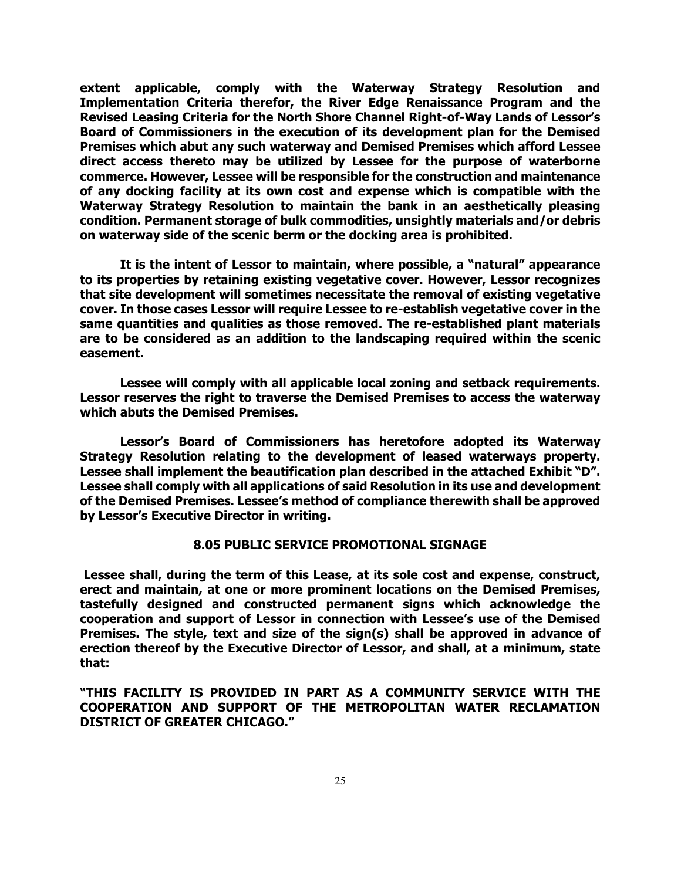**extent applicable, comply with the Waterway Strategy Resolution and Implementation Criteria therefor, the River Edge Renaissance Program and the Revised Leasing Criteria for the North Shore Channel Right-of-Way Lands of Lessor's Board of Commissioners in the execution of its development plan for the Demised Premises which abut any such waterway and Demised Premises which afford Lessee direct access thereto may be utilized by Lessee for the purpose of waterborne commerce. However, Lessee will be responsible for the construction and maintenance of any docking facility at its own cost and expense which is compatible with the Waterway Strategy Resolution to maintain the bank in an aesthetically pleasing condition. Permanent storage of bulk commodities, unsightly materials and/or debris on waterway side of the scenic berm or the docking area is prohibited.**

**It is the intent of Lessor to maintain, where possible, a "natural" appearance to its properties by retaining existing vegetative cover. However, Lessor recognizes that site development will sometimes necessitate the removal of existing vegetative cover. In those cases Lessor will require Lessee to re-establish vegetative cover in the same quantities and qualities as those removed. The re-established plant materials are to be considered as an addition to the landscaping required within the scenic easement.**

**Lessee will comply with all applicable local zoning and setback requirements. Lessor reserves the right to traverse the Demised Premises to access the waterway which abuts the Demised Premises.**

**Lessor's Board of Commissioners has heretofore adopted its Waterway Strategy Resolution relating to the development of leased waterways property. Lessee shall implement the beautification plan described in the attached Exhibit "D". Lessee shall comply with all applications of said Resolution in its use and development of the Demised Premises. Lessee's method of compliance therewith shall be approved by Lessor's Executive Director in writing.**

## 8.05 PUBLIC SERVICE PROMOTIONAL SIGNAGE

**Lessee shall, during the term of this Lease, at its sole cost and expense, construct, erect and maintain, at one or more prominent locations on the Demised Premises, tastefully designed and constructed permanent signs which acknowledge the cooperation and support of Lessor in connection with Lessee's use of the Demised Premises. The style, text and size of the sign(s) shall be approved in advance of erection thereof by the Executive Director of Lessor, and shall, at a minimum, state that:**

**"THIS FACILITY IS PROVIDED IN PART AS A COMMUNITY SERVICE WITH THE COOPERATION AND SUPPORT OF THE METROPOLITAN WATER RECLAMATION DISTRICT OF GREATER CHICAGO."**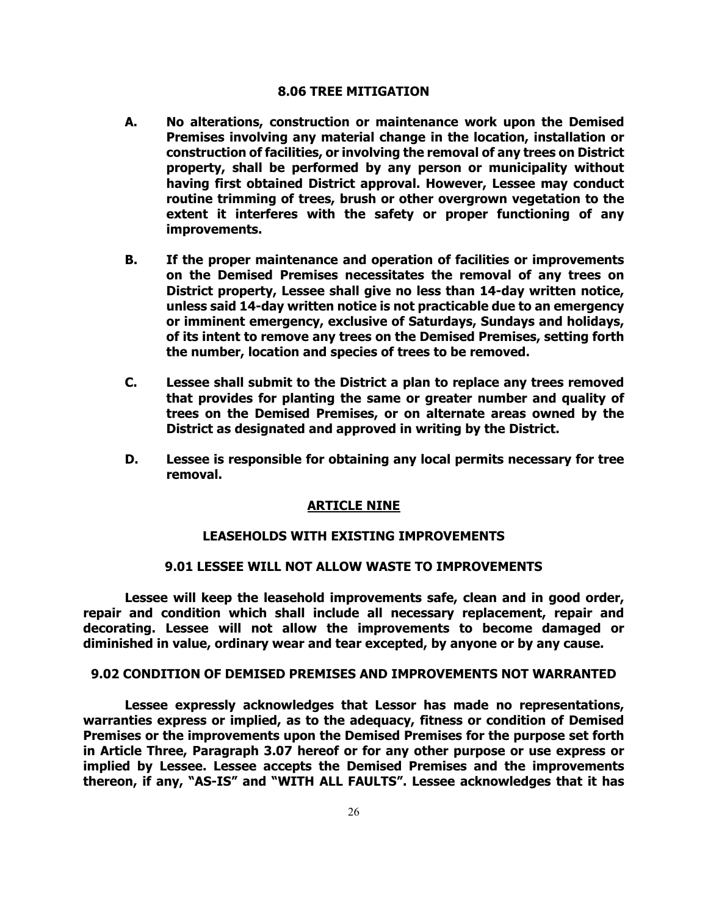### 8.06 TREE MITIGATION

**A.** **No alterations, construction or maintenance work upon the Demised Premises involving any material change in the location, installation or construction of facilities, or involving the removal of any trees on District property, shall be performed by any person or municipality without having first obtained District approval. However, Lessee may conduct routine trimming of trees, brush or other overgrown vegetation to the extent it interferes with the safety or proper functioning of any improvements.**

**B.** **If the proper maintenance and operation of facilities or improvements on the Demised Premises necessitates the removal of any trees on District property, Lessee shall give no less than 14-day written notice, unless said 14-day written notice is not practicable due to an emergency or imminent emergency, exclusive of Saturdays, Sundays and holidays, of its intent to remove any trees on the Demised Premises, setting forth the number, location and species of trees to be removed.**

**C.** **Lessee shall submit to the District a plan to replace any trees removed that provides for planting the same or greater number and quality of trees on the Demised Premises, or on alternate areas owned by the District as designated and approved in writing by the District.**

**D.** **Lessee is responsible for obtaining any local permits necessary for tree removal.**

## ARTICLE NINE

## LEASEHOLDS WITH EXISTING IMPROVEMENTS

### 9.01 LESSEE WILL NOT ALLOW WASTE TO IMPROVEMENTS

**Lessee will keep the leasehold improvements safe, clean and in good order, repair and condition which shall include all necessary replacement, repair and decorating. Lessee will not allow the improvements to become damaged or diminished in value, ordinary wear and tear excepted, by anyone or by any cause.**

### 9.02 CONDITION OF DEMISED PREMISES AND IMPROVEMENTS NOT WARRANTED

**Lessee expressly acknowledges that Lessor has made no representations, warranties express or implied, as to the adequacy, fitness or condition of Demised Premises or the improvements upon the Demised Premises for the purpose set forth in Article Three, Paragraph 3.07 hereof or for any other purpose or use express or implied by Lessee. Lessee accepts the Demised Premises and the improvements thereon, if any, "AS-IS" and "WITH ALL FAULTS". Lessee acknowledges that it has**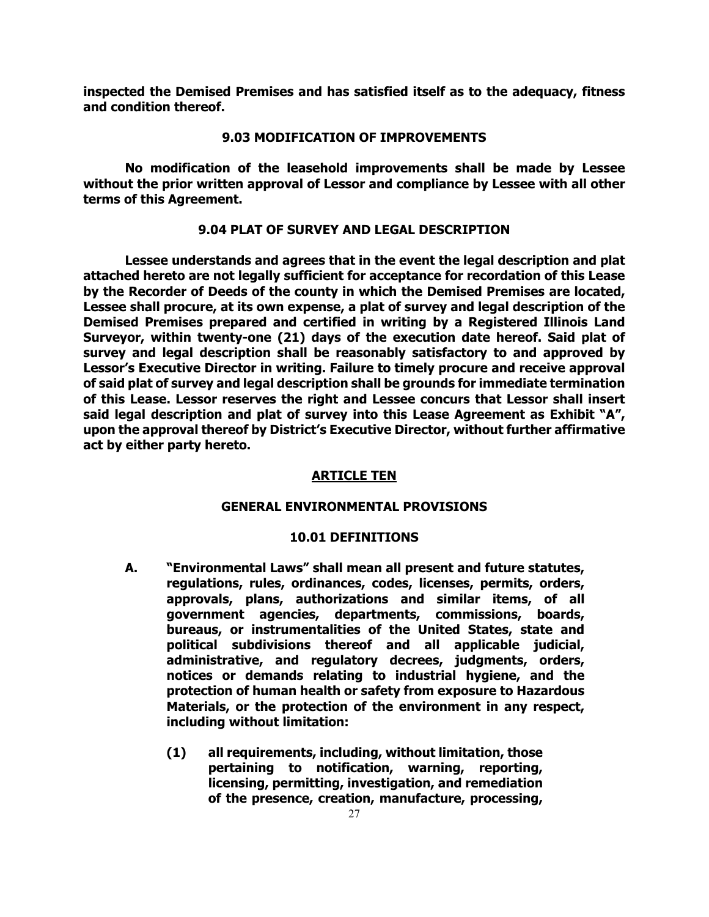**inspected the Demised Premises and has satisfied itself as to the adequacy, fitness and condition thereof.**

### 9.03 MODIFICATION OF IMPROVEMENTS

**No modification of the leasehold improvements shall be made by Lessee without the prior written approval of Lessor and compliance by Lessee with all other terms of this Agreement.**

### 9.04 PLAT OF SURVEY AND LEGAL DESCRIPTION

**Lessee understands and agrees that in the event the legal description and plat attached hereto are not legally sufficient for acceptance for recordation of this Lease by the Recorder of Deeds of the county in which the Demised Premises are located, Lessee shall procure, at its own expense, a plat of survey and legal description of the Demised Premises prepared and certified in writing by a Registered Illinois Land Surveyor, within twenty-one (21) days of the execution date hereof. Said plat of survey and legal description shall be reasonably satisfactory to and approved by Lessor's Executive Director in writing. Failure to timely procure and receive approval of said plat of survey and legal description shall be grounds for immediate termination of this Lease. Lessor reserves the right and Lessee concurs that Lessor shall insert said legal description and plat of survey into this Lease Agreement as Exhibit "A", upon the approval thereof by District's Executive Director, without further affirmative act by either party hereto.**

## ARTICLE TEN

### GENERAL ENVIRONMENTAL PROVISIONS

### 10.01 DEFINITIONS

**A. "Environmental Laws" shall mean all present and future statutes, regulations, rules, ordinances, codes, licenses, permits, orders, approvals, plans, authorizations and similar items, of all government agencies, departments, commissions, boards, bureaus, or instrumentalities of the United States, state and political subdivisions thereof and all applicable judicial, administrative, and regulatory decrees, judgments, orders, notices or demands relating to industrial hygiene, and the protection of human health or safety from exposure to Hazardous Materials, or the protection of the environment in any respect, including without limitation:**

**(1) all requirements, including, without limitation, those pertaining to notification, warning, reporting, licensing, permitting, investigation, and remediation of the presence, creation, manufacture, processing,**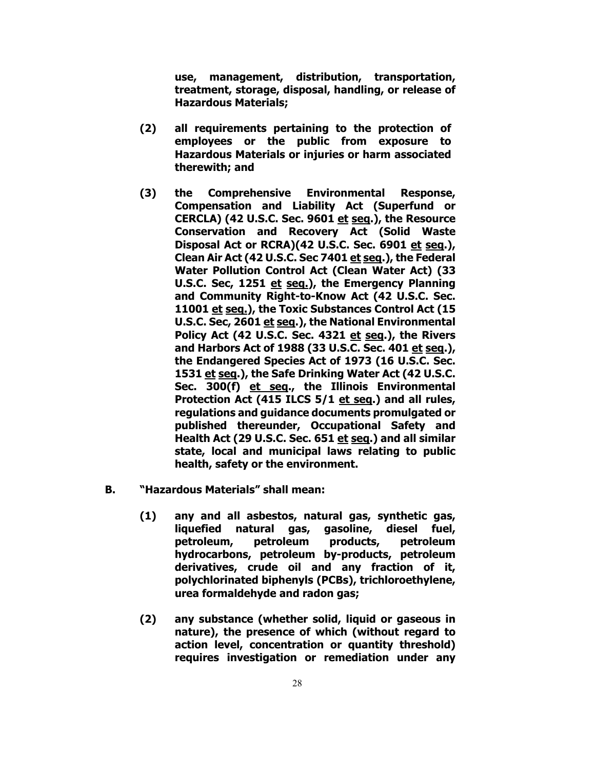**use, management, distribution, transportation, treatment, storage, disposal, handling, or release of Hazardous Materials;**

**(2) all requirements pertaining to the protection of employees or the public from exposure to Hazardous Materials or injuries or harm associated therewith; and**

**(3) the Comprehensive Environmental Response, Compensation and Liability Act (Superfund or CERCLA) (42 U.S.C. Sec. 9601 <u>et seq</u>.), the Resource Conservation and Recovery Act (Solid Waste Disposal Act or RCRA)(42 U.S.C. Sec. 6901 <u>et seq</u>.), Clean Air Act (42 U.S.C. Sec 7401 <u>et seq</u>.), the Federal Water Pollution Control Act (Clean Water Act) (33 U.S.C. Sec, 1251 <u>et seq.</u>), the Emergency Planning and Community Right-to-Know Act (42 U.S.C. Sec. 11001 <u>et seq.</u>), the Toxic Substances Control Act (15 U.S.C. Sec, 2601 <u>et seq</u>.), the National Environmental Policy Act (42 U.S.C. Sec. 4321 <u>et seq</u>.), the Rivers and Harbors Act of 1988 (33 U.S.C. Sec. 401 <u>et seq</u>.), the Endangered Species Act of 1973 (16 U.S.C. Sec. 1531 <u>et seq</u>.), the Safe Drinking Water Act (42 U.S.C. Sec. 300(f) <u>et seq</u>., the Illinois Environmental Protection Act (415 ILCS 5/1 <u>et seq</u>.) and all rules, regulations and guidance documents promulgated or published thereunder, Occupational Safety and Health Act (29 U.S.C. Sec. 651 <u>et seq</u>.) and all similar state, local and municipal laws relating to public health, safety or the environment.**

**B. "Hazardous Materials" shall mean:**

**(1) any and all asbestos, natural gas, synthetic gas, liquefied natural gas, gasoline, diesel fuel, petroleum, petroleum products, petroleum hydrocarbons, petroleum by-products, petroleum derivatives, crude oil and any fraction of it, polychlorinated biphenyls (PCBs), trichloroethylene, urea formaldehyde and radon gas;**

**(2) any substance (whether solid, liquid or gaseous in nature), the presence of which (without regard to action level, concentration or quantity threshold) requires investigation or remediation under any**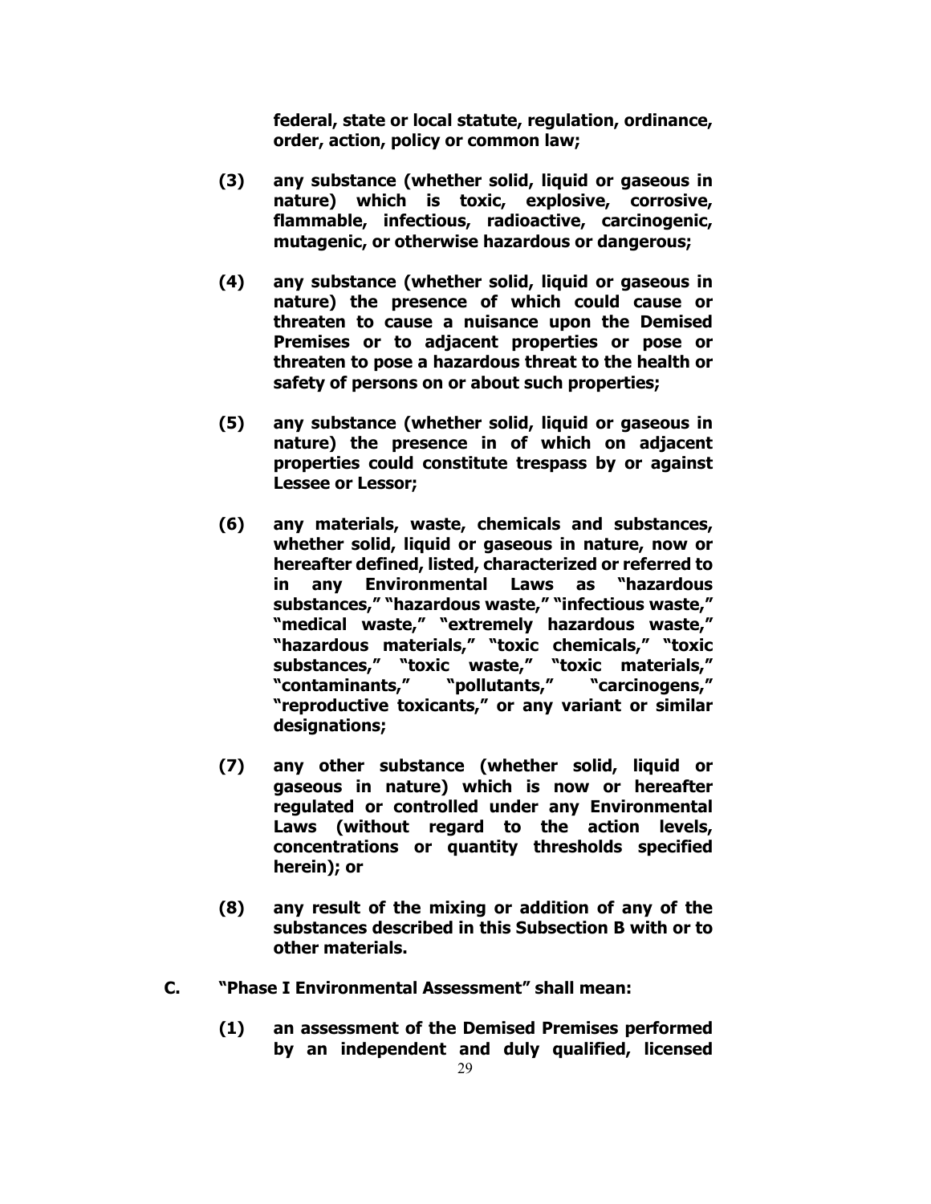**federal, state or local statute, regulation, ordinance, order, action, policy or common law;**

**(3) any substance (whether solid, liquid or gaseous in nature) which is toxic, explosive, corrosive, flammable, infectious, radioactive, carcinogenic, mutagenic, or otherwise hazardous or dangerous;**

**(4) any substance (whether solid, liquid or gaseous in nature) the presence of which could cause or threaten to cause a nuisance upon the Demised Premises or to adjacent properties or pose or threaten to pose a hazardous threat to the health or safety of persons on or about such properties;**

**(5) any substance (whether solid, liquid or gaseous in nature) the presence in of which on adjacent properties could constitute trespass by or against Lessee or Lessor;**

**(6) any materials, waste, chemicals and substances, whether solid, liquid or gaseous in nature, now or hereafter defined, listed, characterized or referred to in any Environmental Laws as "hazardous substances," "hazardous waste," "infectious waste," "medical waste," "extremely hazardous waste," "hazardous materials," "toxic chemicals," "toxic substances," "toxic waste," "toxic materials," "contaminants," "pollutants," "carcinogens," "reproductive toxicants," or any variant or similar designations;**

**(7) any other substance (whether solid, liquid or gaseous in nature) which is now or hereafter regulated or controlled under any Environmental Laws (without regard to the action levels, concentrations or quantity thresholds specified herein); or**

**(8) any result of the mixing or addition of any of the substances described in this Subsection B with or to other materials.**

**C. "Phase I Environmental Assessment" shall mean:**

**(1) an assessment of the Demised Premises performed by an independent and duly qualified, licensed**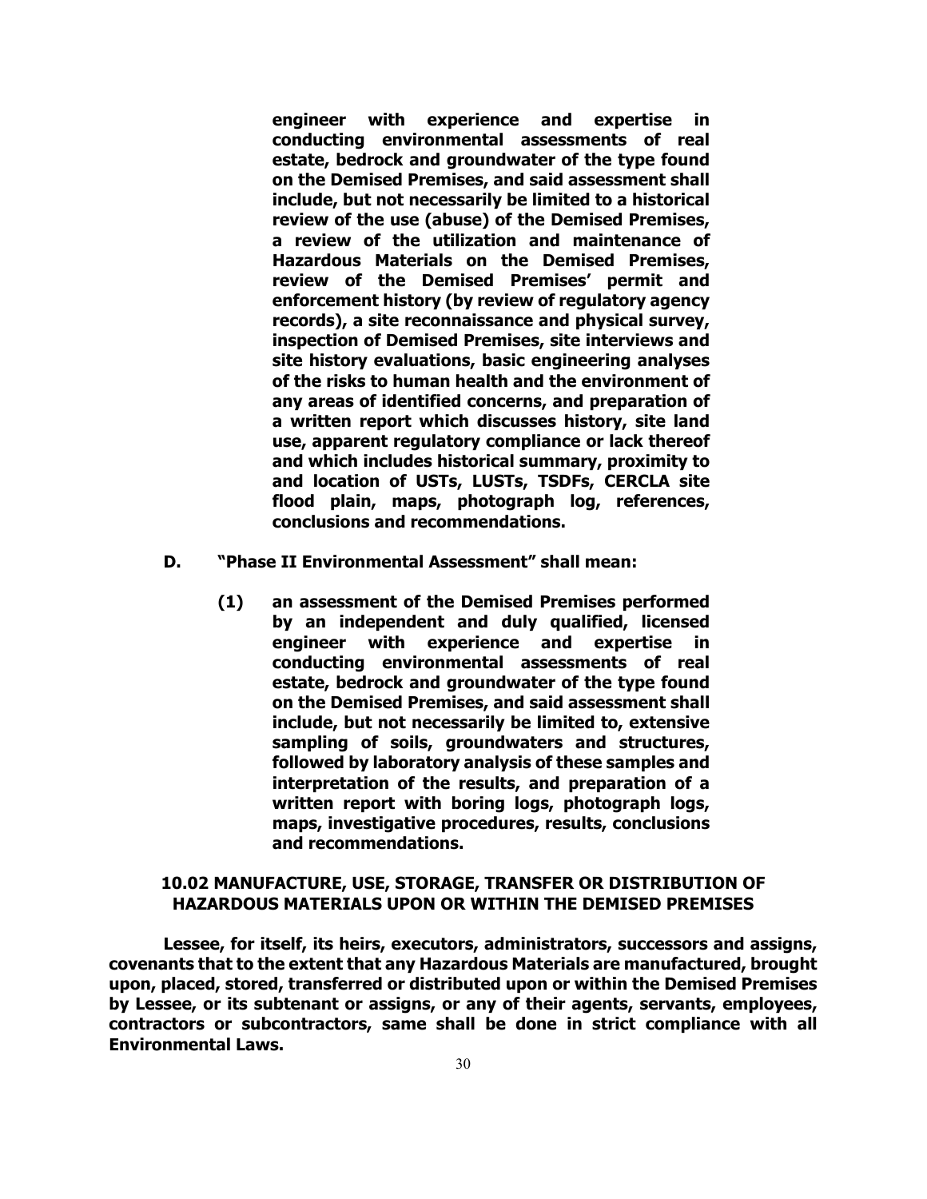**engineer with experience and expertise in conducting environmental assessments of real estate, bedrock and groundwater of the type found on the Demised Premises, and said assessment shall include, but not necessarily be limited to a historical review of the use (abuse) of the Demised Premises, a review of the utilization and maintenance of Hazardous Materials on the Demised Premises, review of the Demised Premises' permit and enforcement history (by review of regulatory agency records), a site reconnaissance and physical survey, inspection of Demised Premises, site interviews and site history evaluations, basic engineering analyses of the risks to human health and the environment of any areas of identified concerns, and preparation of a written report which discusses history, site land use, apparent regulatory compliance or lack thereof and which includes historical summary, proximity to and location of USTs, LUSTs, TSDFs, CERCLA site flood plain, maps, photograph log, references, conclusions and recommendations.**

**D. "Phase II Environmental Assessment" shall mean:**

**(1) an assessment of the Demised Premises performed by an independent and duly qualified, licensed engineer with experience and expertise in conducting environmental assessments of real estate, bedrock and groundwater of the type found on the Demised Premises, and said assessment shall include, but not necessarily be limited to, extensive sampling of soils, groundwaters and structures, followed by laboratory analysis of these samples and interpretation of the results, and preparation of a written report with boring logs, photograph logs, maps, investigative procedures, results, conclusions and recommendations.**

## 10.02 MANUFACTURE, USE, STORAGE, TRANSFER OR DISTRIBUTION OF HAZARDOUS MATERIALS UPON OR WITHIN THE DEMISED PREMISES

**Lessee, for itself, its heirs, executors, administrators, successors and assigns, covenants that to the extent that any Hazardous Materials are manufactured, brought upon, placed, stored, transferred or distributed upon or within the Demised Premises by Lessee, or its subtenant or assigns, or any of their agents, servants, employees, contractors or subcontractors, same shall be done in strict compliance with all Environmental Laws.**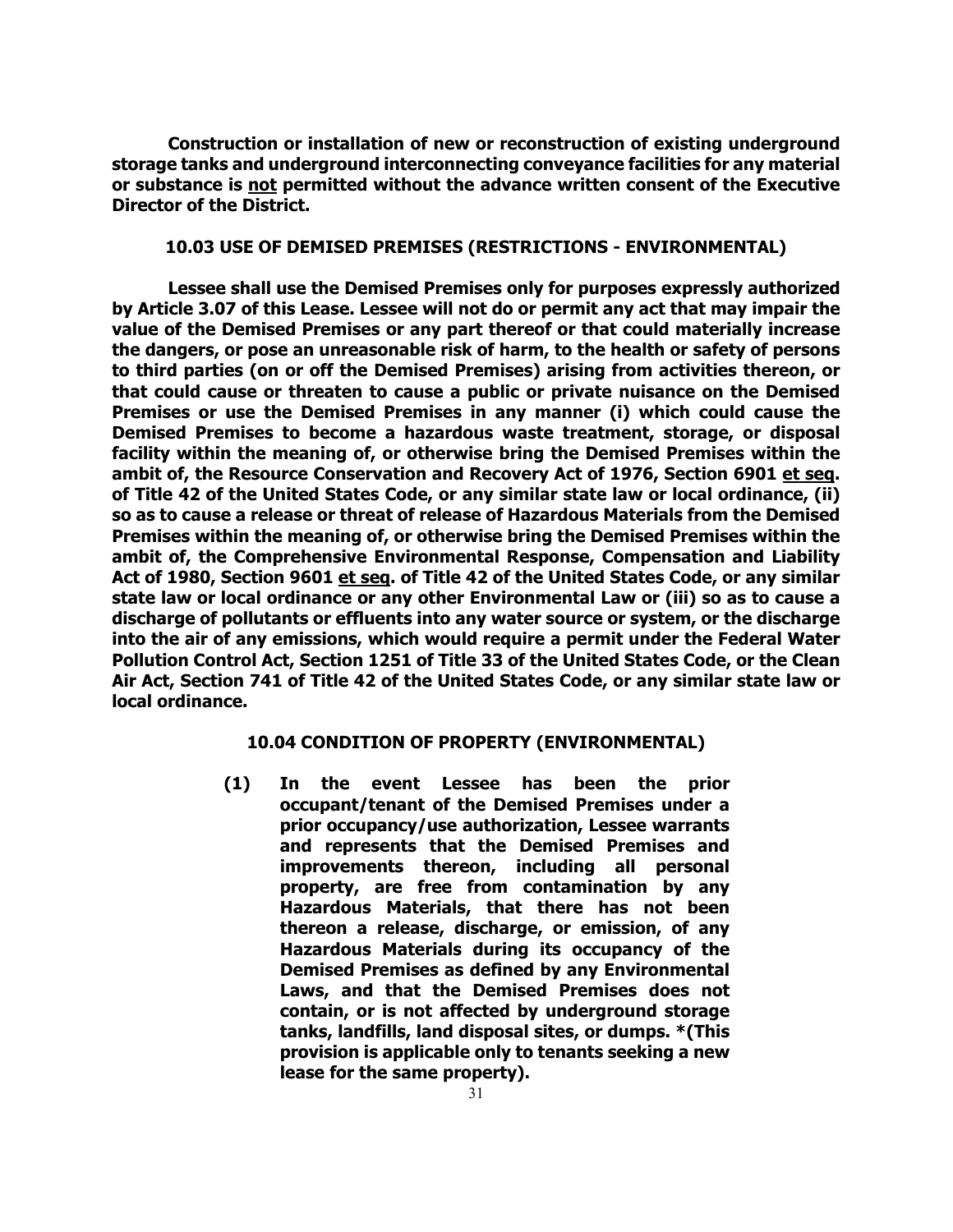**Construction or installation of new or reconstruction of existing underground storage tanks and underground interconnecting conveyance facilities for any material or substance is <u>not</u> permitted without the advance written consent of the Executive Director of the District.**

### 10.03 USE OF DEMISED PREMISES (RESTRICTIONS - ENVIRONMENTAL)

**Lessee shall use the Demised Premises only for purposes expressly authorized by Article 3.07 of this Lease. Lessee will not do or permit any act that may impair the value of the Demised Premises or any part thereof or that could materially increase the dangers, or pose an unreasonable risk of harm, to the health or safety of persons to third parties (on or off the Demised Premises) arising from activities thereon, or that could cause or threaten to cause a public or private nuisance on the Demised Premises or use the Demised Premises in any manner (i) which could cause the Demised Premises to become a hazardous waste treatment, storage, or disposal facility within the meaning of, or otherwise bring the Demised Premises within the ambit of, the Resource Conservation and Recovery Act of 1976, Section 6901 <u>et seq</u>. of Title 42 of the United States Code, or any similar state law or local ordinance, (ii) so as to cause a release or threat of release of Hazardous Materials from the Demised Premises within the meaning of, or otherwise bring the Demised Premises within the ambit of, the Comprehensive Environmental Response, Compensation and Liability Act of 1980, Section 9601 <u>et seq</u>. of Title 42 of the United States Code, or any similar state law or local ordinance or any other Environmental Law or (iii) so as to cause a discharge of pollutants or effluents into any water source or system, or the discharge into the air of any emissions, which would require a permit under the Federal Water Pollution Control Act, Section 1251 of Title 33 of the United States Code, or the Clean Air Act, Section 741 of Title 42 of the United States Code, or any similar state law or local ordinance.**

### 10.04 CONDITION OF PROPERTY (ENVIRONMENTAL)

**(1) In the event Lessee has been the prior occupant/tenant of the Demised Premises under a prior occupancy/use authorization, Lessee warrants and represents that the Demised Premises and improvements thereon, including all personal property, are free from contamination by any Hazardous Materials, that there has not been thereon a release, discharge, or emission, of any Hazardous Materials during its occupancy of the Demised Premises as defined by any Environmental Laws, and that the Demised Premises does not contain, or is not affected by underground storage tanks, landfills, land disposal sites, or dumps. *(This provision is applicable only to tenants seeking a new lease for the same property).**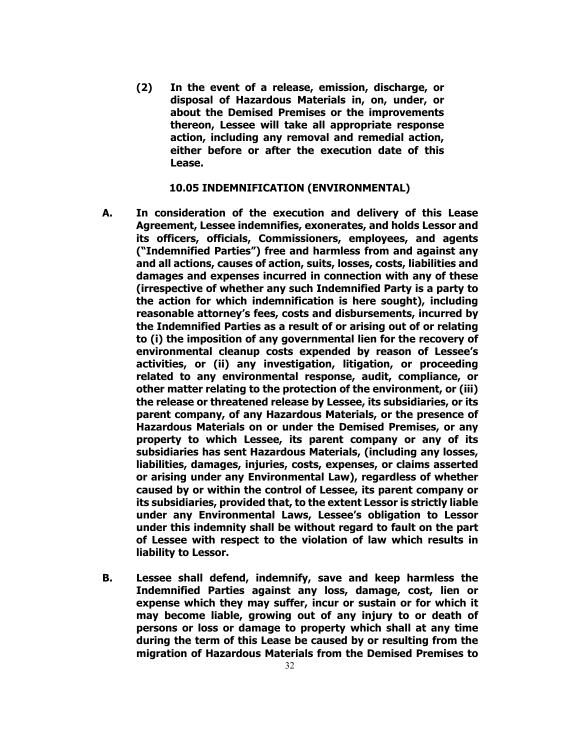**(2) In the event of a release, emission, discharge, or disposal of Hazardous Materials in, on, under, or about the Demised Premises or the improvements thereon, Lessee will take all appropriate response action, including any removal and remedial action, either before or after the execution date of this Lease.**

### 10.05 INDEMNIFICATION (ENVIRONMENTAL)

**A. In consideration of the execution and delivery of this Lease Agreement, Lessee indemnifies, exonerates, and holds Lessor and its officers, officials, Commissioners, employees, and agents ("Indemnified Parties") free and harmless from and against any and all actions, causes of action, suits, losses, costs, liabilities and damages and expenses incurred in connection with any of these (irrespective of whether any such Indemnified Party is a party to the action for which indemnification is here sought), including reasonable attorney's fees, costs and disbursements, incurred by the Indemnified Parties as a result of or arising out of or relating to (i) the imposition of any governmental lien for the recovery of environmental cleanup costs expended by reason of Lessee's activities, or (ii) any investigation, litigation, or proceeding related to any environmental response, audit, compliance, or other matter relating to the protection of the environment, or (iii) the release or threatened release by Lessee, its subsidiaries, or its parent company, of any Hazardous Materials, or the presence of Hazardous Materials on or under the Demised Premises, or any property to which Lessee, its parent company or any of its subsidiaries has sent Hazardous Materials, (including any losses, liabilities, damages, injuries, costs, expenses, or claims asserted or arising under any Environmental Law), regardless of whether caused by or within the control of Lessee, its parent company or its subsidiaries, provided that, to the extent Lessor is strictly liable under any Environmental Laws, Lessee's obligation to Lessor under this indemnity shall be without regard to fault on the part of Lessee with respect to the violation of law which results in liability to Lessor.**

**B. Lessee shall defend, indemnify, save and keep harmless the Indemnified Parties against any loss, damage, cost, lien or expense which they may suffer, incur or sustain or for which it may become liable, growing out of any injury to or death of persons or loss or damage to property which shall at any time during the term of this Lease be caused by or resulting from the migration of Hazardous Materials from the Demised Premises to**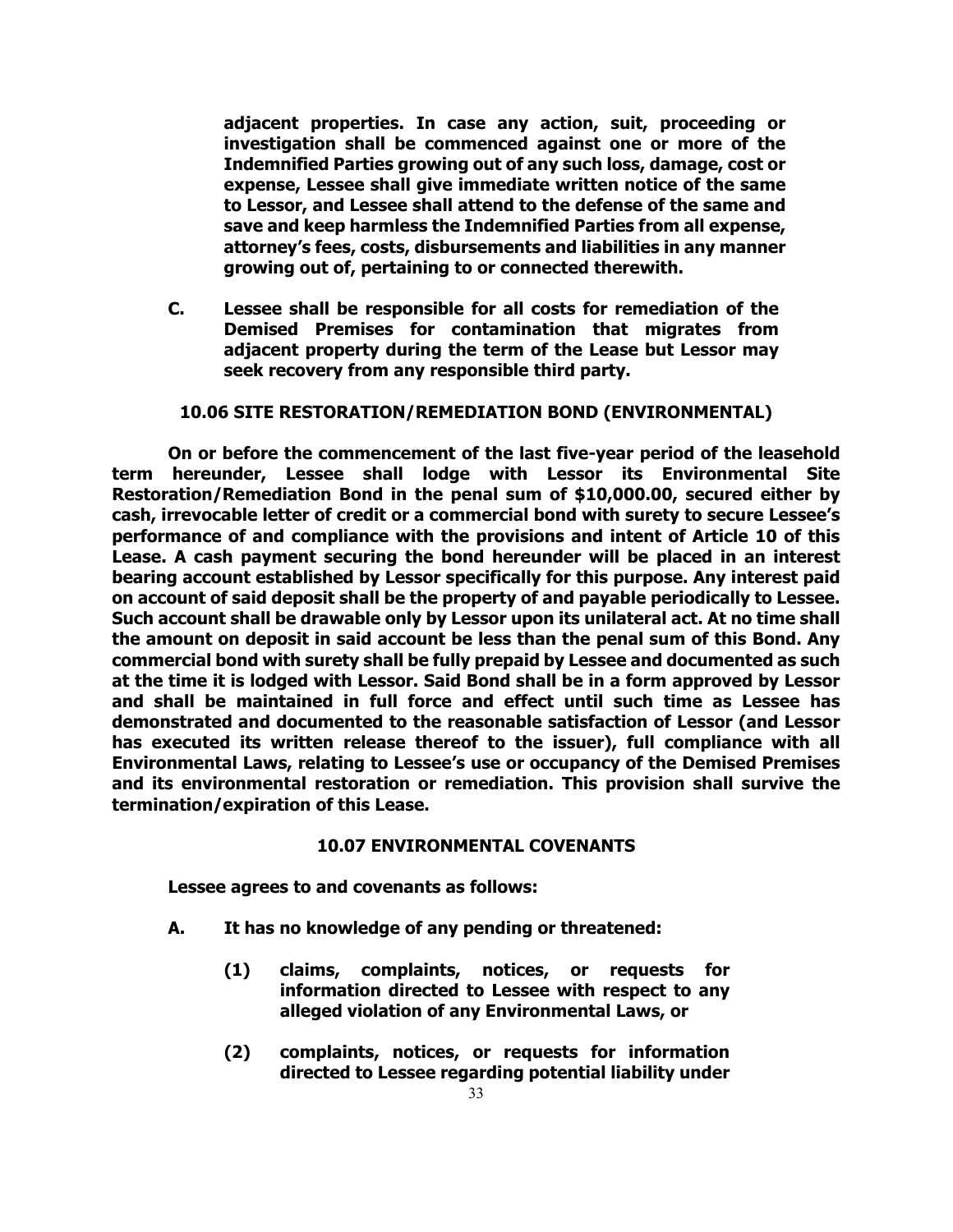**adjacent properties. In case any action, suit, proceeding or investigation shall be commenced against one or more of the Indemnified Parties growing out of any such loss, damage, cost or expense, Lessee shall give immediate written notice of the same to Lessor, and Lessee shall attend to the defense of the same and save and keep harmless the Indemnified Parties from all expense, attorney's fees, costs, disbursements and liabilities in any manner growing out of, pertaining to or connected therewith.**

**C. Lessee shall be responsible for all costs for remediation of the Demised Premises for contamination that migrates from adjacent property during the term of the Lease but Lessor may seek recovery from any responsible third party.**

### 10.06 SITE RESTORATION/REMEDIATION BOND (ENVIRONMENTAL)

**On or before the commencement of the last five-year period of the leasehold term hereunder, Lessee shall lodge with Lessor its Environmental Site Restoration/Remediation Bond in the penal sum of $10,000.00, secured either by cash, irrevocable letter of credit or a commercial bond with surety to secure Lessee's performance of and compliance with the provisions and intent of Article 10 of this Lease. A cash payment securing the bond hereunder will be placed in an interest bearing account established by Lessor specifically for this purpose. Any interest paid on account of said deposit shall be the property of and payable periodically to Lessee. Such account shall be drawable only by Lessor upon its unilateral act. At no time shall the amount on deposit in said account be less than the penal sum of this Bond. Any commercial bond with surety shall be fully prepaid by Lessee and documented as such at the time it is lodged with Lessor. Said Bond shall be in a form approved by Lessor and shall be maintained in full force and effect until such time as Lessee has demonstrated and documented to the reasonable satisfaction of Lessor (and Lessor has executed its written release thereof to the issuer), full compliance with all Environmental Laws, relating to Lessee's use or occupancy of the Demised Premises and its environmental restoration or remediation. This provision shall survive the termination/expiration of this Lease.**

### 10.07 ENVIRONMENTAL COVENANTS

**Lessee agrees to and covenants as follows:**

**A. It has no knowledge of any pending or threatened:**

**(1) claims, complaints, notices, or requests for information directed to Lessee with respect to any alleged violation of any Environmental Laws, or**

**(2) complaints, notices, or requests for information directed to Lessee regarding potential liability under**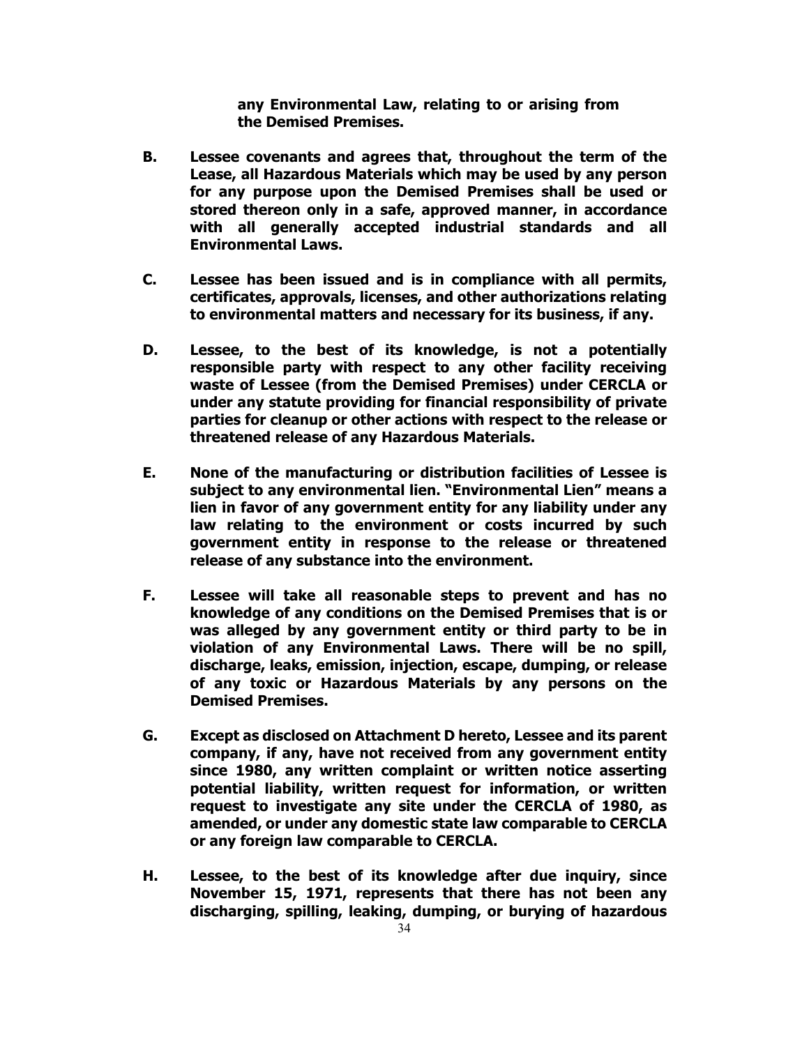**any Environmental Law, relating to or arising from the Demised Premises.**

**B. Lessee covenants and agrees that, throughout the term of the Lease, all Hazardous Materials which may be used by any person for any purpose upon the Demised Premises shall be used or stored thereon only in a safe, approved manner, in accordance with all generally accepted industrial standards and all Environmental Laws.**

**C. Lessee has been issued and is in compliance with all permits, certificates, approvals, licenses, and other authorizations relating to environmental matters and necessary for its business, if any.**

**D. Lessee, to the best of its knowledge, is not a potentially responsible party with respect to any other facility receiving waste of Lessee (from the Demised Premises) under CERCLA or under any statute providing for financial responsibility of private parties for cleanup or other actions with respect to the release or threatened release of any Hazardous Materials.**

**E. None of the manufacturing or distribution facilities of Lessee is subject to any environmental lien. "Environmental Lien" means a lien in favor of any government entity for any liability under any law relating to the environment or costs incurred by such government entity in response to the release or threatened release of any substance into the environment.**

**F. Lessee will take all reasonable steps to prevent and has no knowledge of any conditions on the Demised Premises that is or was alleged by any government entity or third party to be in violation of any Environmental Laws. There will be no spill, discharge, leaks, emission, injection, escape, dumping, or release of any toxic or Hazardous Materials by any persons on the Demised Premises.**

**G. Except as disclosed on Attachment D hereto, Lessee and its parent company, if any, have not received from any government entity since 1980, any written complaint or written notice asserting potential liability, written request for information, or written request to investigate any site under the CERCLA of 1980, as amended, or under any domestic state law comparable to CERCLA or any foreign law comparable to CERCLA.**

**H. Lessee, to the best of its knowledge after due inquiry, since November 15, 1971, represents that there has not been any discharging, spilling, leaking, dumping, or burying of hazardous**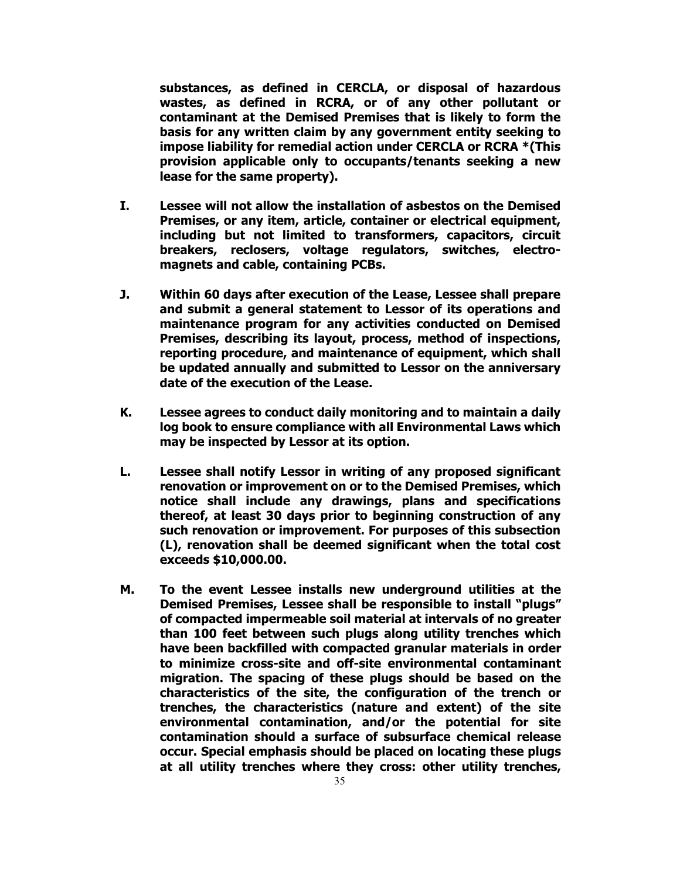**substances, as defined in CERCLA, or disposal of hazardous wastes, as defined in RCRA, or of any other pollutant or contaminant at the Demised Premises that is likely to form the basis for any written claim by any government entity seeking to impose liability for remedial action under CERCLA or RCRA *(This provision applicable only to occupants/tenants seeking a new lease for the same property).**

**I. Lessee will not allow the installation of asbestos on the Demised Premises, or any item, article, container or electrical equipment, including but not limited to transformers, capacitors, circuit breakers, reclosers, voltage regulators, switches, electro-magnets and cable, containing PCBs.**

**J. Within 60 days after execution of the Lease, Lessee shall prepare and submit a general statement to Lessor of its operations and maintenance program for any activities conducted on Demised Premises, describing its layout, process, method of inspections, reporting procedure, and maintenance of equipment, which shall be updated annually and submitted to Lessor on the anniversary date of the execution of the Lease.**

**K. Lessee agrees to conduct daily monitoring and to maintain a daily log book to ensure compliance with all Environmental Laws which may be inspected by Lessor at its option.**

**L. Lessee shall notify Lessor in writing of any proposed significant renovation or improvement on or to the Demised Premises, which notice shall include any drawings, plans and specifications thereof, at least 30 days prior to beginning construction of any such renovation or improvement. For purposes of this subsection (L), renovation shall be deemed significant when the total cost exceeds $10,000.00.**

**M. To the event Lessee installs new underground utilities at the Demised Premises, Lessee shall be responsible to install "plugs" of compacted impermeable soil material at intervals of no greater than 100 feet between such plugs along utility trenches which have been backfilled with compacted granular materials in order to minimize cross-site and off-site environmental contaminant migration. The spacing of these plugs should be based on the characteristics of the site, the configuration of the trench or trenches, the characteristics (nature and extent) of the site environmental contamination, and/or the potential for site contamination should a surface of subsurface chemical release occur. Special emphasis should be placed on locating these plugs at all utility trenches where they cross: other utility trenches,**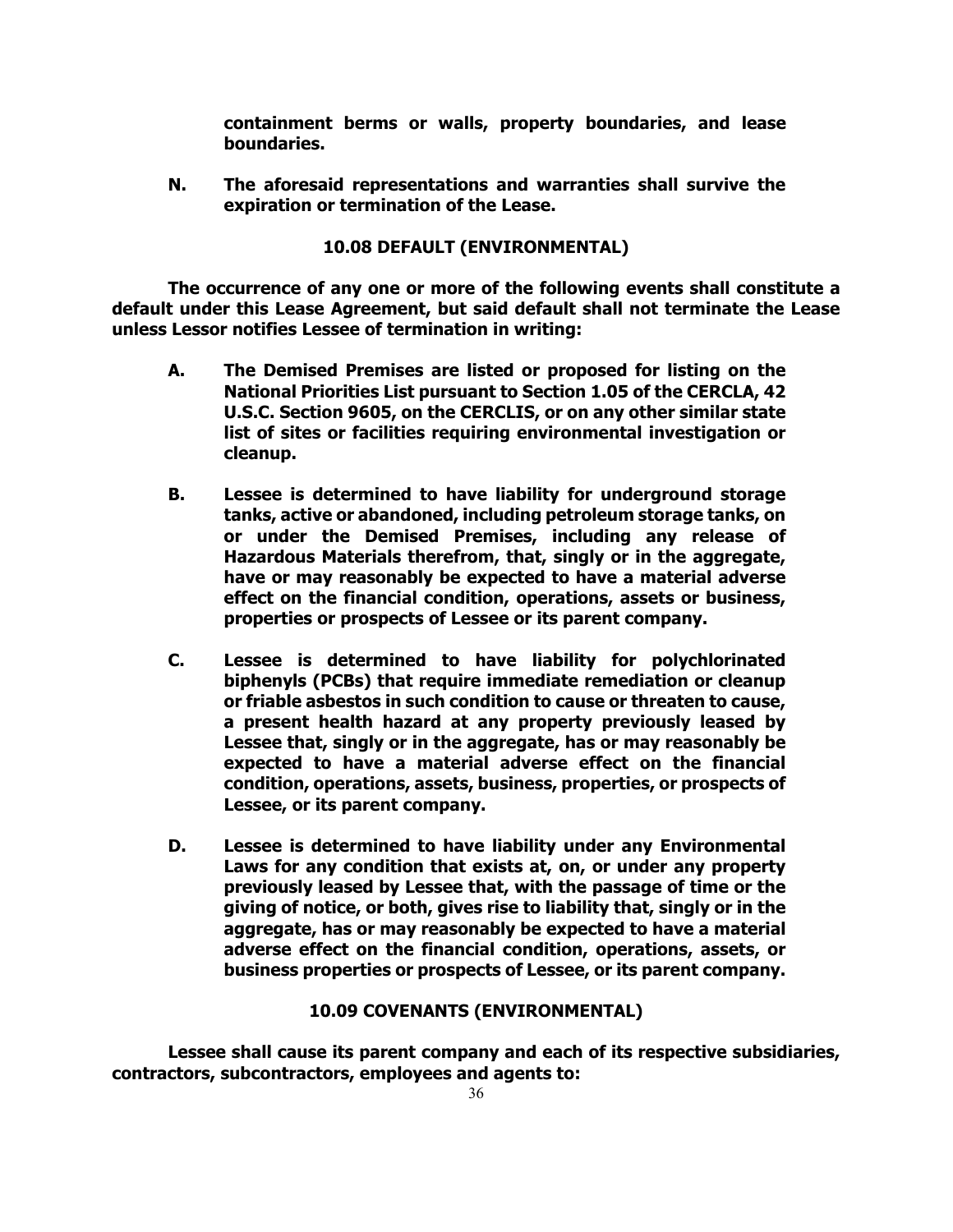**containment berms or walls, property boundaries, and lease boundaries.**

**N. The aforesaid representations and warranties shall survive the expiration or termination of the Lease.**

## 10.08 DEFAULT (ENVIRONMENTAL)

**The occurrence of any one or more of the following events shall constitute a default under this Lease Agreement, but said default shall not terminate the Lease unless Lessor notifies Lessee of termination in writing:**

**A. The Demised Premises are listed or proposed for listing on the National Priorities List pursuant to Section 1.05 of the CERCLA, 42 U.S.C. Section 9605, on the CERCLIS, or on any other similar state list of sites or facilities requiring environmental investigation or cleanup.**

**B. Lessee is determined to have liability for underground storage tanks, active or abandoned, including petroleum storage tanks, on or under the Demised Premises, including any release of Hazardous Materials therefrom, that, singly or in the aggregate, have or may reasonably be expected to have a material adverse effect on the financial condition, operations, assets or business, properties or prospects of Lessee or its parent company.**

**C. Lessee is determined to have liability for polychlorinated biphenyls (PCBs) that require immediate remediation or cleanup or friable asbestos in such condition to cause or threaten to cause, a present health hazard at any property previously leased by Lessee that, singly or in the aggregate, has or may reasonably be expected to have a material adverse effect on the financial condition, operations, assets, business, properties, or prospects of Lessee, or its parent company.**

**D. Lessee is determined to have liability under any Environmental Laws for any condition that exists at, on, or under any property previously leased by Lessee that, with the passage of time or the giving of notice, or both, gives rise to liability that, singly or in the aggregate, has or may reasonably be expected to have a material adverse effect on the financial condition, operations, assets, or business properties or prospects of Lessee, or its parent company.**

## 10.09 COVENANTS (ENVIRONMENTAL)

**Lessee shall cause its parent company and each of its respective subsidiaries, contractors, subcontractors, employees and agents to:**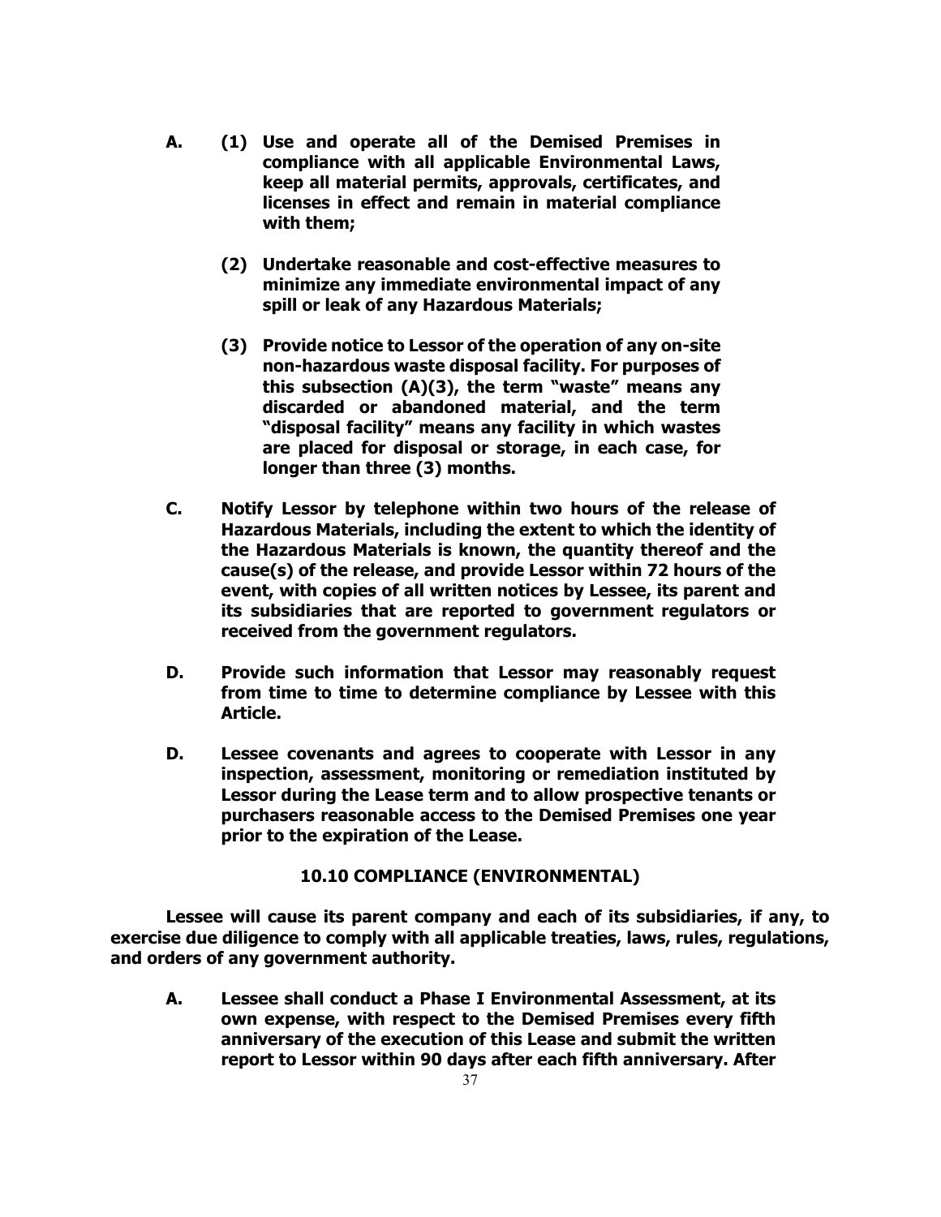**A. (1) Use and operate all of the Demised Premises in compliance with all applicable Environmental Laws, keep all material permits, approvals, certificates, and licenses in effect and remain in material compliance with them;**

**(2) Undertake reasonable and cost-effective measures to minimize any immediate environmental impact of any spill or leak of any Hazardous Materials;**

**(3) Provide notice to Lessor of the operation of any on-site non-hazardous waste disposal facility. For purposes of this subsection (A)(3), the term "waste" means any discarded or abandoned material, and the term "disposal facility" means any facility in which wastes are placed for disposal or storage, in each case, for longer than three (3) months.**

**C. Notify Lessor by telephone within two hours of the release of Hazardous Materials, including the extent to which the identity of the Hazardous Materials is known, the quantity thereof and the cause(s) of the release, and provide Lessor within 72 hours of the event, with copies of all written notices by Lessee, its parent and its subsidiaries that are reported to government regulators or received from the government regulators.**

**D. Provide such information that Lessor may reasonably request from time to time to determine compliance by Lessee with this Article.**

**D. Lessee covenants and agrees to cooperate with Lessor in any inspection, assessment, monitoring or remediation instituted by Lessor during the Lease term and to allow prospective tenants or purchasers reasonable access to the Demised Premises one year prior to the expiration of the Lease.**

### 10.10 COMPLIANCE (ENVIRONMENTAL)

**Lessee will cause its parent company and each of its subsidiaries, if any, to exercise due diligence to comply with all applicable treaties, laws, rules, regulations, and orders of any government authority.**

**A. Lessee shall conduct a Phase I Environmental Assessment, at its own expense, with respect to the Demised Premises every fifth anniversary of the execution of this Lease and submit the written report to Lessor within 90 days after each fifth anniversary. After**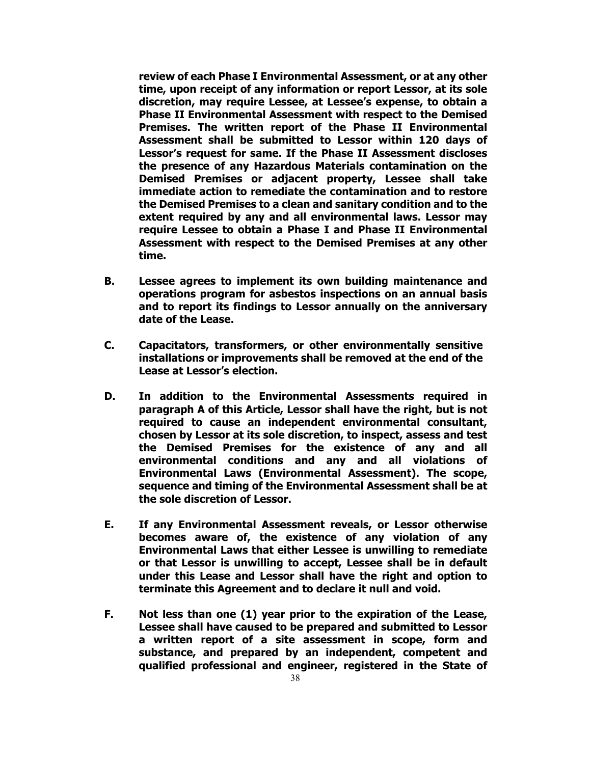**review of each Phase I Environmental Assessment, or at any other time, upon receipt of any information or report Lessor, at its sole discretion, may require Lessee, at Lessee's expense, to obtain a Phase II Environmental Assessment with respect to the Demised Premises. The written report of the Phase II Environmental Assessment shall be submitted to Lessor within 120 days of Lessor's request for same. If the Phase II Assessment discloses the presence of any Hazardous Materials contamination on the Demised Premises or adjacent property, Lessee shall take immediate action to remediate the contamination and to restore the Demised Premises to a clean and sanitary condition and to the extent required by any and all environmental laws. Lessor may require Lessee to obtain a Phase I and Phase II Environmental Assessment with respect to the Demised Premises at any other time.**

**B. Lessee agrees to implement its own building maintenance and operations program for asbestos inspections on an annual basis and to report its findings to Lessor annually on the anniversary date of the Lease.**

**C. Capacitators, transformers, or other environmentally sensitive installations or improvements shall be removed at the end of the Lease at Lessor's election.**

**D. In addition to the Environmental Assessments required in paragraph A of this Article, Lessor shall have the right, but is not required to cause an independent environmental consultant, chosen by Lessor at its sole discretion, to inspect, assess and test the Demised Premises for the existence of any and all environmental conditions and any and all violations of Environmental Laws (Environmental Assessment). The scope, sequence and timing of the Environmental Assessment shall be at the sole discretion of Lessor.**

**E. If any Environmental Assessment reveals, or Lessor otherwise becomes aware of, the existence of any violation of any Environmental Laws that either Lessee is unwilling to remediate or that Lessor is unwilling to accept, Lessee shall be in default under this Lease and Lessor shall have the right and option to terminate this Agreement and to declare it null and void.**

**F. Not less than one (1) year prior to the expiration of the Lease, Lessee shall have caused to be prepared and submitted to Lessor a written report of a site assessment in scope, form and substance, and prepared by an independent, competent and qualified professional and engineer, registered in the State of**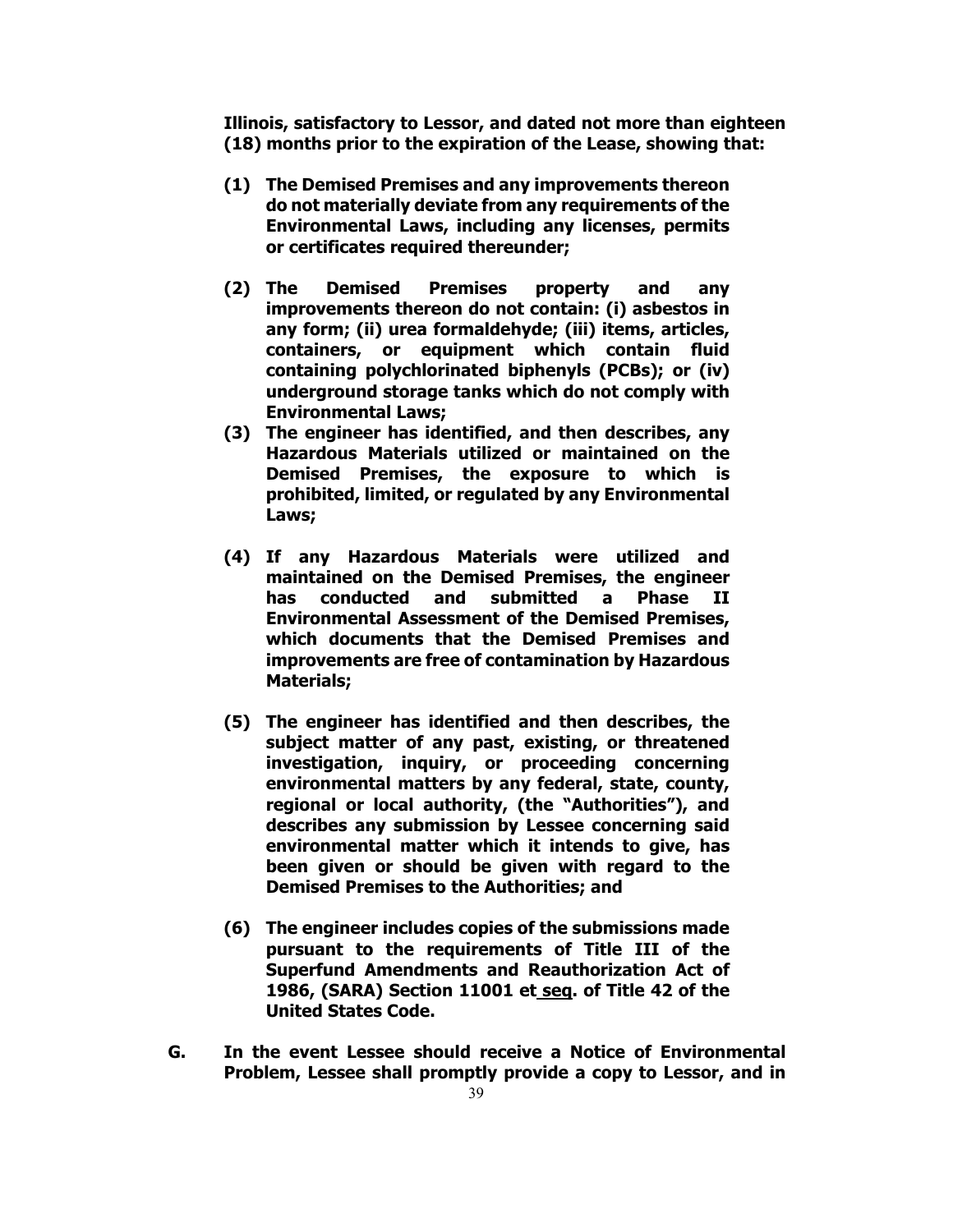**Illinois, satisfactory to Lessor, and dated not more than eighteen (18) months prior to the expiration of the Lease, showing that:**

**(1) The Demised Premises and any improvements thereon do not materially deviate from any requirements of the Environmental Laws, including any licenses, permits or certificates required thereunder;**

**(2) The Demised Premises property and any improvements thereon do not contain: (i) asbestos in any form; (ii) urea formaldehyde; (iii) items, articles, containers, or equipment which contain fluid containing polychlorinated biphenyls (PCBs); or (iv) underground storage tanks which do not comply with Environmental Laws;**

**(3) The engineer has identified, and then describes, any Hazardous Materials utilized or maintained on the Demised Premises, the exposure to which is prohibited, limited, or regulated by any Environmental Laws;**

**(4) If any Hazardous Materials were utilized and maintained on the Demised Premises, the engineer has conducted and submitted a Phase II Environmental Assessment of the Demised Premises, which documents that the Demised Premises and improvements are free of contamination by Hazardous Materials;**

**(5) The engineer has identified and then describes, the subject matter of any past, existing, or threatened investigation, inquiry, or proceeding concerning environmental matters by any federal, state, county, regional or local authority, (the "Authorities"), and describes any submission by Lessee concerning said environmental matter which it intends to give, has been given or should be given with regard to the Demised Premises to the Authorities; and**

**(6) The engineer includes copies of the submissions made pursuant to the requirements of Title III of the Superfund Amendments and Reauthorization Act of 1986, (SARA) Section 11001 et <u>seq</u>. of Title 42 of the United States Code.**

**G. In the event Lessee should receive a Notice of Environmental Problem, Lessee shall promptly provide a copy to Lessor, and in**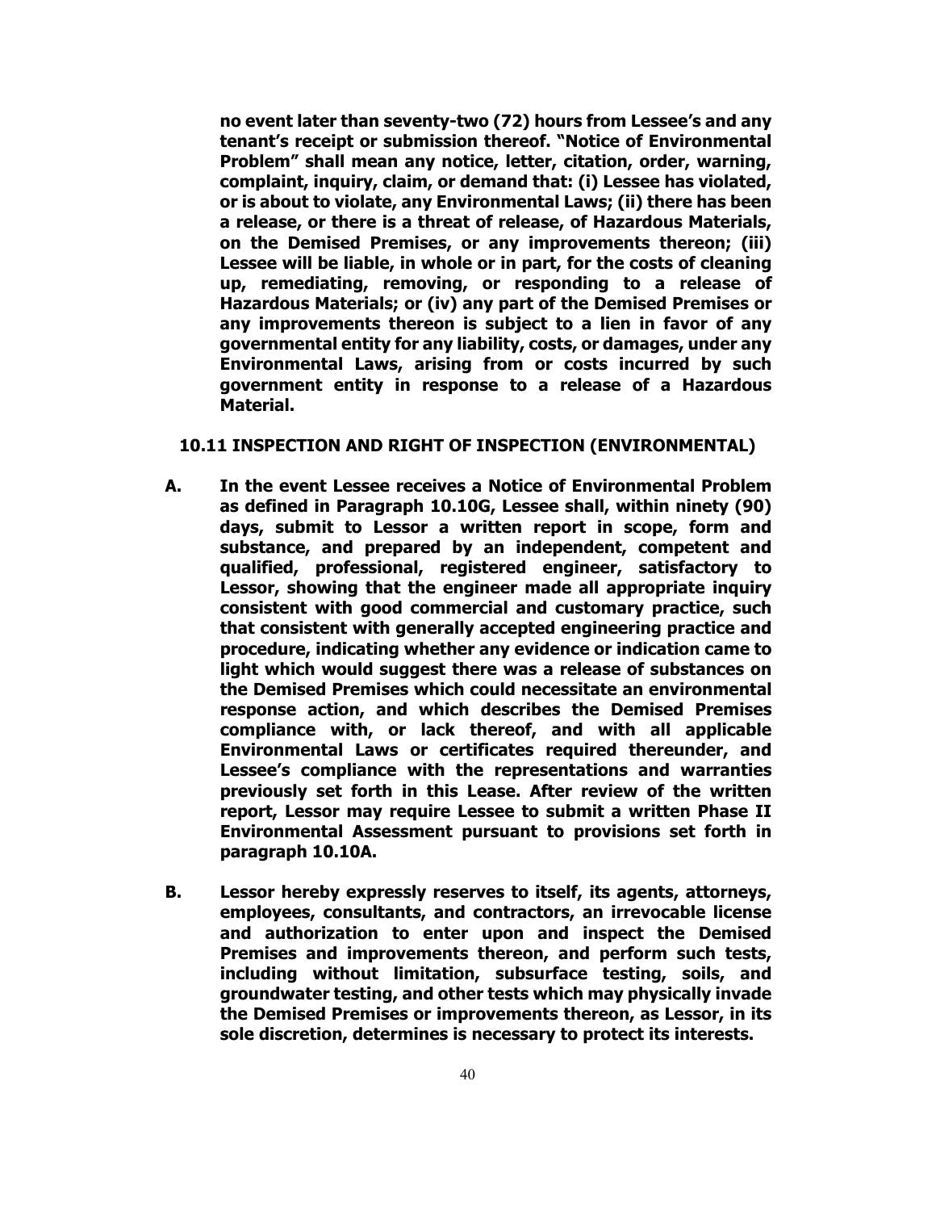**no event later than seventy-two (72) hours from Lessee's and any tenant's receipt or submission thereof. "Notice of Environmental Problem" shall mean any notice, letter, citation, order, warning, complaint, inquiry, claim, or demand that: (i) Lessee has violated, or is about to violate, any Environmental Laws; (ii) there has been a release, or there is a threat of release, of Hazardous Materials, on the Demised Premises, or any improvements thereon; (iii) Lessee will be liable, in whole or in part, for the costs of cleaning up, remediating, removing, or responding to a release of Hazardous Materials; or (iv) any part of the Demised Premises or any improvements thereon is subject to a lien in favor of any governmental entity for any liability, costs, or damages, under any Environmental Laws, arising from or costs incurred by such government entity in response to a release of a Hazardous Material.**

**10.11 INSPECTION AND RIGHT OF INSPECTION (ENVIRONMENTAL)**

**A. In the event Lessee receives a Notice of Environmental Problem as defined in Paragraph 10.10G, Lessee shall, within ninety (90) days, submit to Lessor a written report in scope, form and substance, and prepared by an independent, competent and qualified, professional, registered engineer, satisfactory to Lessor, showing that the engineer made all appropriate inquiry consistent with good commercial and customary practice, such that consistent with generally accepted engineering practice and procedure, indicating whether any evidence or indication came to light which would suggest there was a release of substances on the Demised Premises which could necessitate an environmental response action, and which describes the Demised Premises compliance with, or lack thereof, and with all applicable Environmental Laws or certificates required thereunder, and Lessee's compliance with the representations and warranties previously set forth in this Lease. After review of the written report, Lessor may require Lessee to submit a written Phase II Environmental Assessment pursuant to provisions set forth in paragraph 10.10A.**

**B. Lessor hereby expressly reserves to itself, its agents, attorneys, employees, consultants, and contractors, an irrevocable license and authorization to enter upon and inspect the Demised Premises and improvements thereon, and perform such tests, including without limitation, subsurface testing, soils, and groundwater testing, and other tests which may physically invade the Demised Premises or improvements thereon, as Lessor, in its sole discretion, determines is necessary to protect its interests.**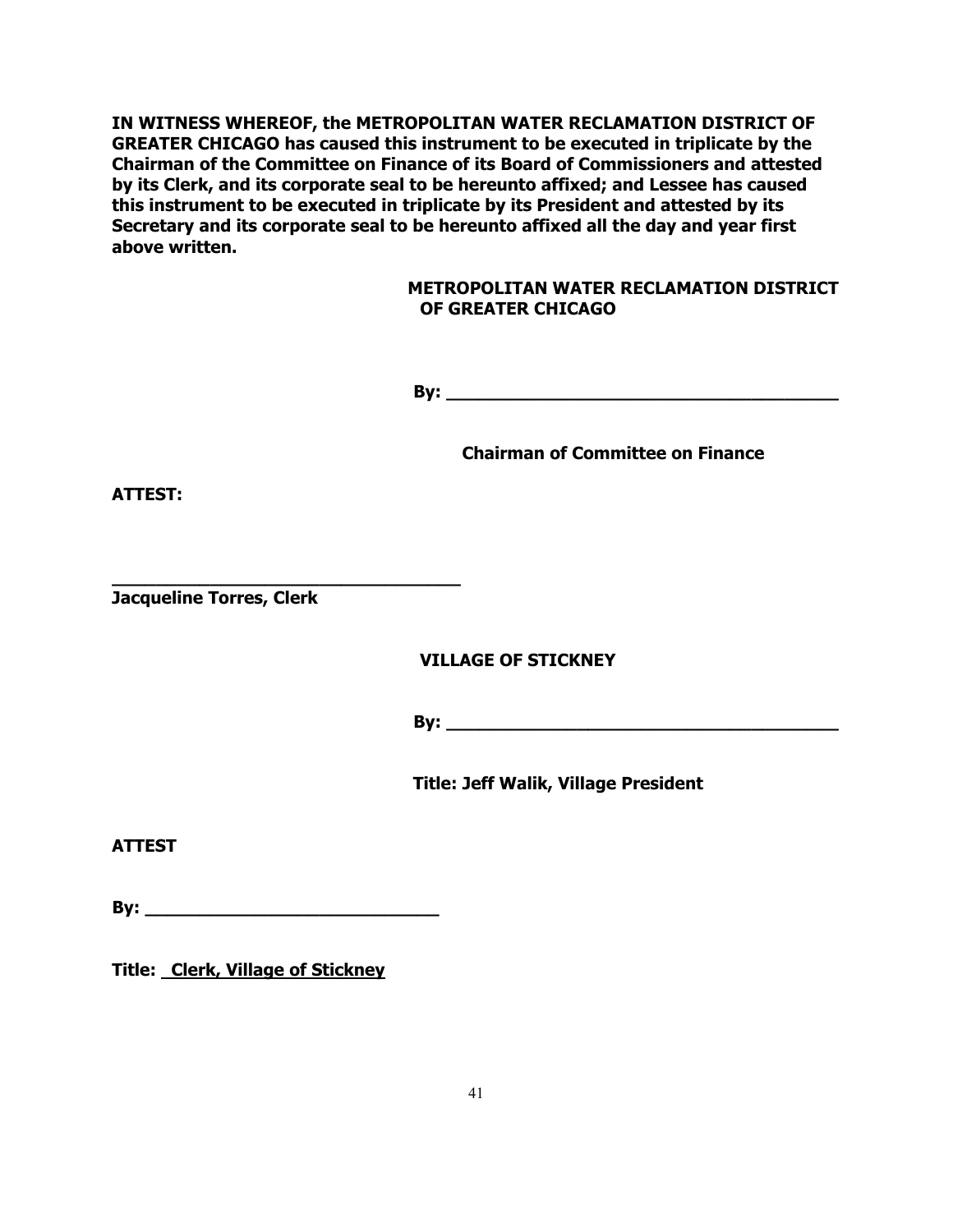**IN WITNESS WHEREOF, the METROPOLITAN WATER RECLAMATION DISTRICT OF GREATER CHICAGO has caused this instrument to be executed in triplicate by the Chairman of the Committee on Finance of its Board of Commissioners and attested by its Clerk, and its corporate seal to be hereunto affixed; and Lessee has caused this instrument to be executed in triplicate by its President and attested by its Secretary and its corporate seal to be hereunto affixed all the day and year first above written.**

**METROPOLITAN WATER RECLAMATION DISTRICT OF GREATER CHICAGO**

**By: ______________________________________**

**Chairman of Committee on Finance**

**ATTEST:**

**__________________________________**
**Jacqueline Torres, Clerk**

**VILLAGE OF STICKNEY**

**By: ______________________________________**

**Title: Jeff Walik, Village President**

**ATTEST**

**By: ____________________________**

**Title: Clerk, Village of Stickney**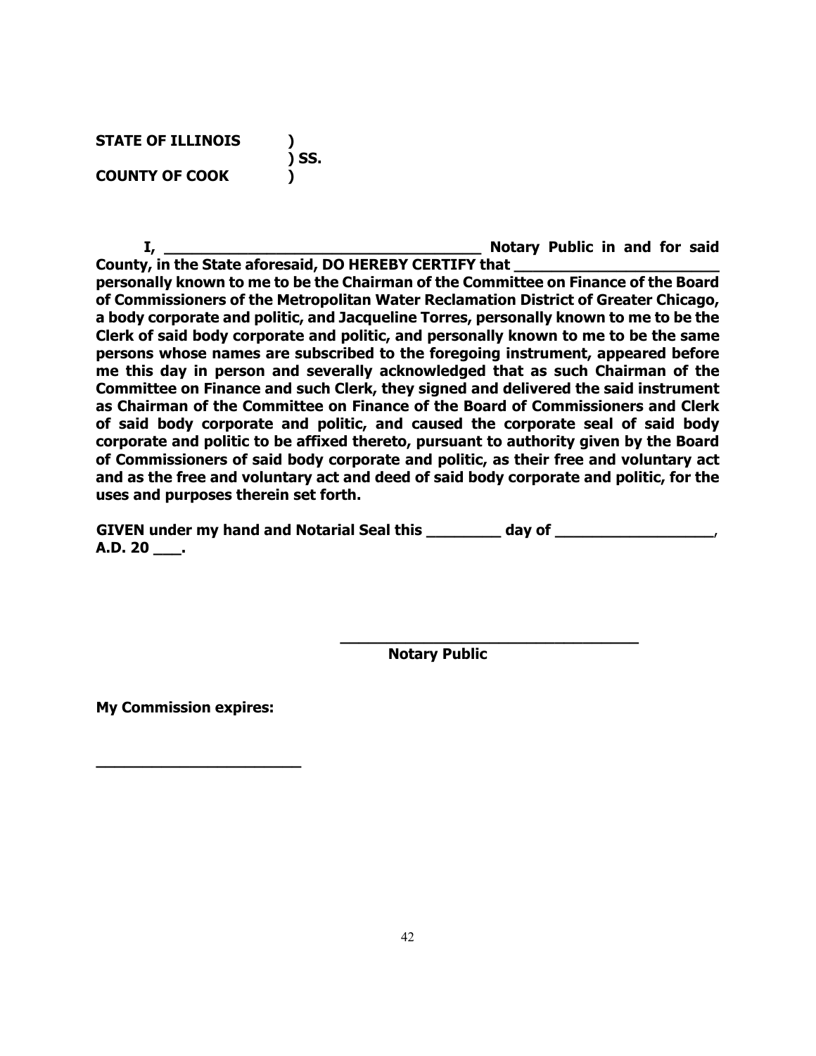**STATE OF ILLINOIS )**
**) SS.**
**COUNTY OF COOK )**

**I, ____________________________________ Notary Public in and for said County, in the State aforesaid, DO HEREBY CERTIFY that ________________________ personally known to me to be the Chairman of the Committee on Finance of the Board of Commissioners of the Metropolitan Water Reclamation District of Greater Chicago, a body corporate and politic, and Jacqueline Torres, personally known to me to be the Clerk of said body corporate and politic, and personally known to me to be the same persons whose names are subscribed to the foregoing instrument, appeared before me this day in person and severally acknowledged that as such Chairman of the Committee on Finance and such Clerk, they signed and delivered the said instrument as Chairman of the Committee on Finance of the Board of Commissioners and Clerk of said body corporate and politic, and caused the corporate seal of said body corporate and politic to be affixed thereto, pursuant to authority given by the Board of Commissioners of said body corporate and politic, as their free and voluntary act and as the free and voluntary act and deed of said body corporate and politic, for the uses and purposes therein set forth.**

**GIVEN under my hand and Notarial Seal this ________ day of _________________, A.D. 20 ___.**

**____________________________________**
**Notary Public**

**My Commission expires:**

**________________________**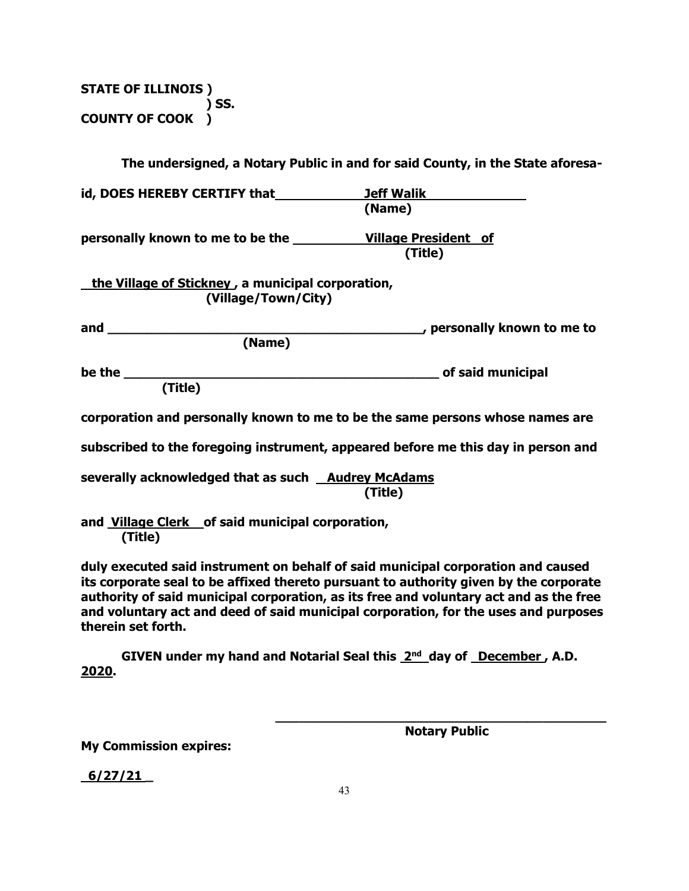**STATE OF ILLINOIS )**
**) SS.**
**COUNTY OF COOK )**

**The undersigned, a Notary Public in and for said County, in the State aforesa-**

**id, DOES HEREBY CERTIFY that \_\_\_\_\_\_\_\_\_\_\_\_Jeff Walik\_\_\_\_\_\_\_\_\_\_\_\_\_\_**
**(Name)**

**personally known to me to be the \_\_\_\_\_\_\_\_\_\_\_Village President of**
**(Title)**

**\_\_the Village of Stickney , a municipal corporation,**
**(Village/Town/City)**

**and \_\_\_\_\_\_\_\_\_\_\_\_\_\_\_\_\_\_\_\_\_\_\_\_\_\_\_\_\_\_\_\_\_\_\_\_\_\_\_\_\_\_\_\_, personally known to me to**
**(Name)**

**be the \_\_\_\_\_\_\_\_\_\_\_\_\_\_\_\_\_\_\_\_\_\_\_\_\_\_\_\_\_\_\_\_\_\_\_\_\_\_\_\_\_\_\_\_ of said municipal**
**(Title)**

**corporation and personally known to me to be the same persons whose names are**

**subscribed to the foregoing instrument, appeared before me this day in person and**

**severally acknowledged that as such \_\_Audrey McAdams**
**(Title)**

**and Village Clerk \_\_of said municipal corporation,**
**(Title)**

**duly executed said instrument on behalf of said municipal corporation and caused its corporate seal to be affixed thereto pursuant to authority given by the corporate authority of said municipal corporation, as its free and voluntary act and as the free and voluntary act and deed of said municipal corporation, for the uses and purposes therein set forth.**

**GIVEN under my hand and Notarial Seal this 2nd day of December , A.D. 2020.**

**\_\_\_\_\_\_\_\_\_\_\_\_\_\_\_\_\_\_\_\_\_\_\_\_\_\_\_\_\_\_\_\_\_\_\_\_\_\_\_\_\_\_\_\_\_\_**
**Notary Public**

**My Commission expires:**

**\_6/27/21\_**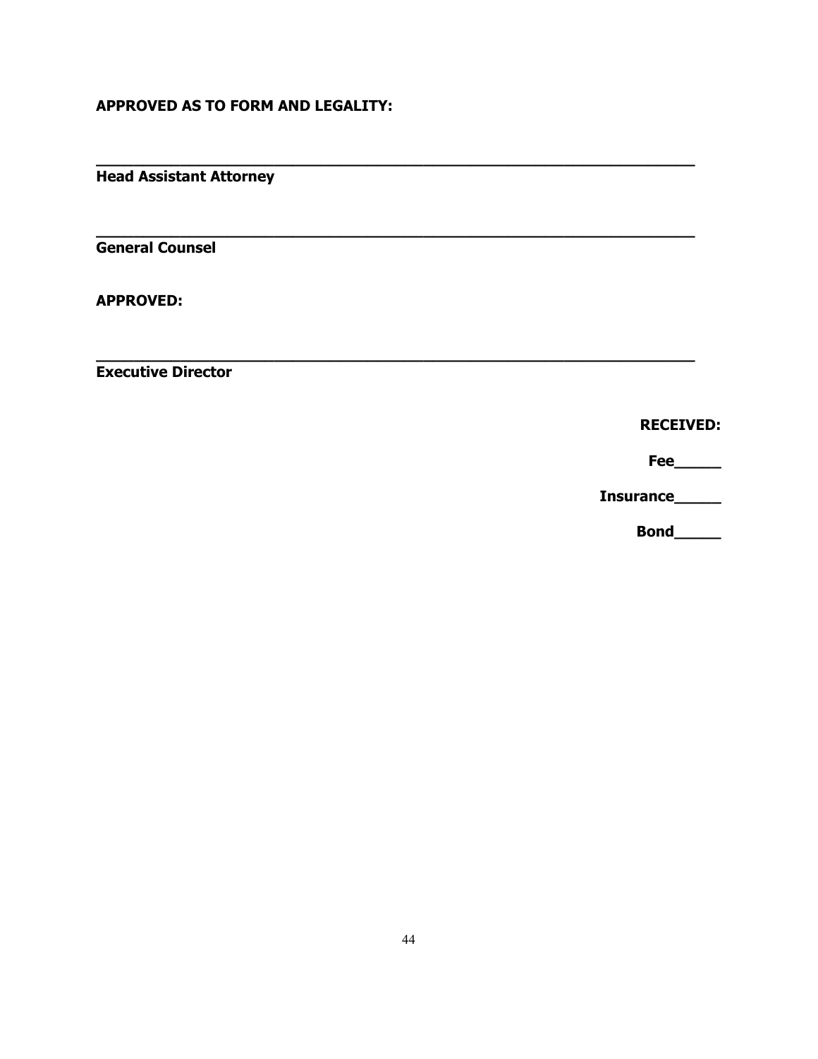**APPROVED AS TO FORM AND LEGALITY:**

\_\_\_\_\_\_\_\_\_\_\_\_\_\_\_\_\_\_\_\_\_\_\_\_\_\_\_\_\_\_\_\_\_\_\_\_\_\_\_\_\_\_\_\_\_\_\_\_\_\_\_\_\_\_\_\_\_\_\_\_

**Head Assistant Attorney**

\_\_\_\_\_\_\_\_\_\_\_\_\_\_\_\_\_\_\_\_\_\_\_\_\_\_\_\_\_\_\_\_\_\_\_\_\_\_\_\_\_\_\_\_\_\_\_\_\_\_\_\_\_\_\_\_\_\_\_\_

**General Counsel**

**APPROVED:**

\_\_\_\_\_\_\_\_\_\_\_\_\_\_\_\_\_\_\_\_\_\_\_\_\_\_\_\_\_\_\_\_\_\_\_\_\_\_\_\_\_\_\_\_\_\_\_\_\_\_\_\_\_\_\_\_\_\_\_\_

**Executive Director**

**RECEIVED:**

**Fee\_\_\_\_\_**

**Insurance\_\_\_\_\_**

**Bond\_\_\_\_\_**